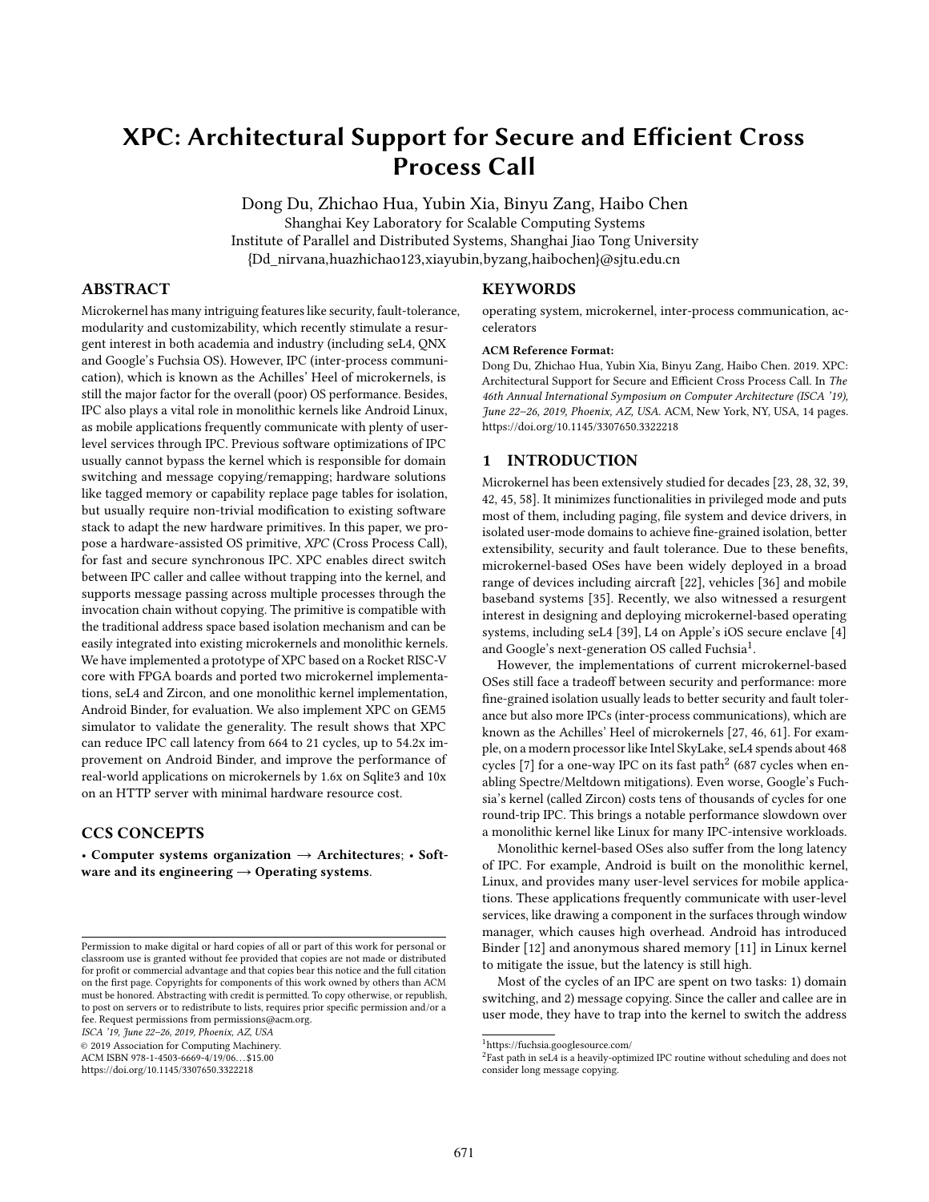# XPC: Architectural Support for Secure and Efficient Cross Process Call

Dong Du, Zhichao Hua, Yubin Xia, Binyu Zang, Haibo Chen
Shanghai Key Laboratory for Scalable Computing Systems
Institute of Parallel and Distributed Systems, Shanghai Jiao Tong University
{Dd_nirvana,huazhichao123,xiayubin,byzang,haibochen}@sjtu.edu.cn

## ABSTRACT

Microkernel has many intriguing features like security, fault-tolerance, modularity and customizability, which recently stimulate a resurgent interest in both academia and industry (including seL4, QNX and Google's Fuchsia OS). However, IPC (inter-process communication), which is known as the Achilles' Heel of microkernels, is still the major factor for the overall (poor) OS performance. Besides, IPC also plays a vital role in monolithic kernels like Android Linux, as mobile applications frequently communicate with plenty of user-level services through IPC. Previous software optimizations of IPC usually cannot bypass the kernel which is responsible for domain switching and message copying/remapping; hardware solutions like tagged memory or capability replace page tables for isolation, but usually require non-trivial modification to existing software stack to adapt the new hardware primitives. In this paper, we propose a hardware-assisted OS primitive, *XPC* (Cross Process Call), for fast and secure synchronous IPC. XPC enables direct switch between IPC caller and callee without trapping into the kernel, and supports message passing across multiple processes through the invocation chain without copying. The primitive is compatible with the traditional address space based isolation mechanism and can be easily integrated into existing microkernels and monolithic kernels. We have implemented a prototype of XPC based on a Rocket RISC-V core with FPGA boards and ported two microkernel implementations, seL4 and Zircon, and one monolithic kernel implementation, Android Binder, for evaluation. We also implement XPC on GEM5 simulator to validate the generality. The result shows that XPC can reduce IPC call latency from 664 to 21 cycles, up to 54.2x improvement on Android Binder, and improve the performance of real-world applications on microkernels by 1.6x on Sqlite3 and 10x on an HTTP server with minimal hardware resource cost.

## CCS CONCEPTS

• **Computer systems organization → Architectures**; • **Software and its engineering → Operating systems**.

## KEYWORDS

operating system, microkernel, inter-process communication, accelerators

**ACM Reference Format:**
Dong Du, Zhichao Hua, Yubin Xia, Binyu Zang, Haibo Chen. 2019. XPC: Architectural Support for Secure and Efficient Cross Process Call. In *The 46th Annual International Symposium on Computer Architecture (ISCA '19), June 22–26, 2019, Phoenix, AZ, USA.* ACM, New York, NY, USA, 14 pages. https://doi.org/10.1145/3307650.3322218

## 1 INTRODUCTION

Microkernel has been extensively studied for decades [23, 28, 32, 39, 42, 45, 58]. It minimizes functionalities in privileged mode and puts most of them, including paging, file system and device drivers, in isolated user-mode domains to achieve fine-grained isolation, better extensibility, security and fault tolerance. Due to these benefits, microkernel-based OSes have been widely deployed in a broad range of devices including aircraft [22], vehicles [36] and mobile baseband systems [35]. Recently, we also witnessed a resurgent interest in designing and deploying microkernel-based operating systems, including seL4 [39], L4 on Apple's iOS secure enclave [4] and Google's next-generation OS called Fuchsia[1].

However, the implementations of current microkernel-based OSes still face a tradeoff between security and performance: more fine-grained isolation usually leads to better security and fault tolerance but also more IPCs (inter-process communications), which are known as the Achilles' Heel of microkernels [27, 46, 61]. For example, on a modern processor like Intel SkyLake, seL4 spends about 468 cycles [7] for a one-way IPC on its fast path[2] (687 cycles when enabling Spectre/Meltdown mitigations). Even worse, Google's Fuchsia's kernel (called Zircon) costs tens of thousands of cycles for one round-trip IPC. This brings a notable performance slowdown over a monolithic kernel like Linux for many IPC-intensive workloads.

Monolithic kernel-based OSes also suffer from the long latency of IPC. For example, Android is built on the monolithic kernel, Linux, and provides many user-level services for mobile applications. These applications frequently communicate with user-level services, like drawing a component in the surfaces through window manager, which causes high overhead. Android has introduced Binder [12] and anonymous shared memory [11] in Linux kernel to mitigate the issue, but the latency is still high.

Most of the cycles of an IPC are spent on two tasks: 1) domain switching, and 2) message copying. Since the caller and callee are in user mode, they have to trap into the kernel to switch the address

[1] https://fuchsia.googlesource.com/

[2] Fast path in seL4 is a heavily-optimized IPC routine without scheduling and does not consider long message copying.

Permission to make digital or hard copies of all or part of this work for personal or classroom use is granted without fee provided that copies are not made or distributed for profit or commercial advantage and that copies bear this notice and the full citation on the first page. Copyrights for components of this work owned by others than ACM must be honored. Abstracting with credit is permitted. To copy otherwise, or republish, to post on servers or to redistribute to lists, requires prior specific permission and/or a fee. Request permissions from permissions@acm.org.
*ISCA '19, June 22–26, 2019, Phoenix, AZ, USA*
© 2019 Association for Computing Machinery.
ACM ISBN 978-1-4503-6669-4/19/06...$15.00
https://doi.org/10.1145/3307650.3322218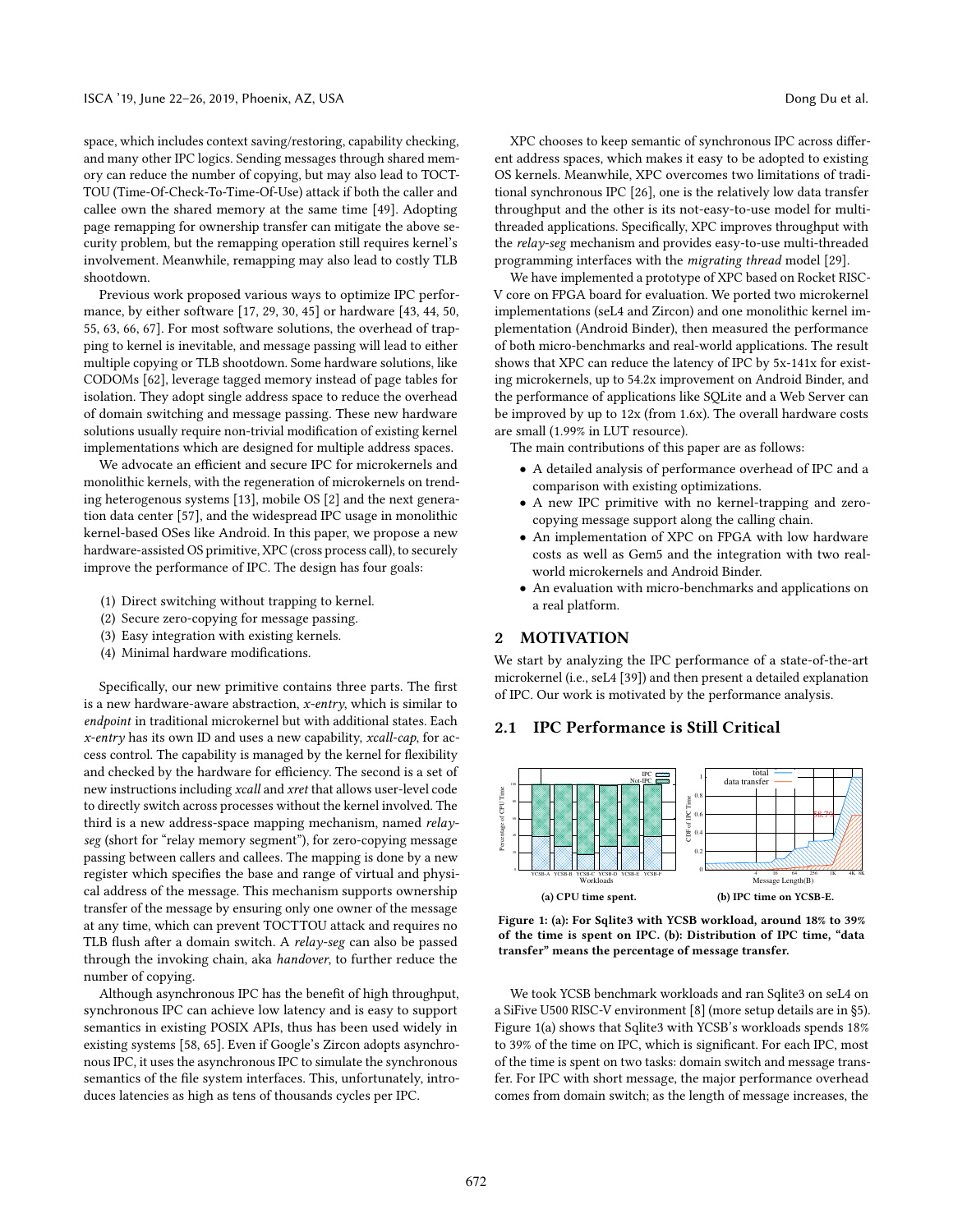space, which includes context saving/restoring, capability checking, and many other IPC logics. Sending messages through shared memory can reduce the number of copying, but may also lead to TOCTTOU (Time-Of-Check-To-Time-Of-Use) attack if both the caller and callee own the shared memory at the same time [49]. Adopting page remapping for ownership transfer can mitigate the above security problem, but the remapping operation still requires kernel's involvement. Meanwhile, remapping may also lead to costly TLB shootdown.

Previous work proposed various ways to optimize IPC performance, by either software [17, 29, 30, 45] or hardware [43, 44, 50, 55, 63, 66, 67]. For most software solutions, the overhead of trapping to kernel is inevitable, and message passing will lead to either multiple copying or TLB shootdown. Some hardware solutions, like CODOMs [62], leverage tagged memory instead of page tables for isolation. They adopt single address space to reduce the overhead of domain switching and message passing. These new hardware solutions usually require non-trivial modification of existing kernel implementations which are designed for multiple address spaces.

We advocate an efficient and secure IPC for microkernels and monolithic kernels, with the regeneration of microkernels on trending heterogenous systems [13], mobile OS [2] and the next generation data center [57], and the widespread IPC usage in monolithic kernel-based OSes like Android. In this paper, we propose a new hardware-assisted OS primitive, XPC (cross process call), to securely improve the performance of IPC. The design has four goals:

1. Direct switching without trapping to kernel.
2. Secure zero-copying for message passing.
3. Easy integration with existing kernels.
4. Minimal hardware modifications.

Specifically, our new primitive contains three parts. The first is a new hardware-aware abstraction, *x-entry*, which is similar to *endpoint* in traditional microkernel but with additional states. Each *x-entry* has its own ID and uses a new capability, *xcall-cap*, for access control. The capability is managed by the kernel for flexibility and checked by the hardware for efficiency. The second is a set of new instructions including *xcall* and *xret* that allows user-level code to directly switch across processes without the kernel involved. The third is a new address-space mapping mechanism, named *relay-seg* (short for "relay memory segment"), for zero-copying message passing between callers and callees. The mapping is done by a new register which specifies the base and range of virtual and physical address of the message. This mechanism supports ownership transfer of the message by ensuring only one owner of the message at any time, which can prevent TOCTTOU attack and requires no TLB flush after a domain switch. A *relay-seg* can also be passed through the invoking chain, aka *handover*, to further reduce the number of copying.

Although asynchronous IPC has the benefit of high throughput, synchronous IPC can achieve low latency and is easy to support semantics in existing POSIX APIs, thus has been used widely in existing systems [58, 65]. Even if Google's Zircon adopts asynchronous IPC, it uses the asynchronous IPC to simulate the synchronous semantics of the file system interfaces. This, unfortunately, introduces latencies as high as tens of thousands cycles per IPC.

XPC chooses to keep semantic of synchronous IPC across different address spaces, which makes it easy to be adopted to existing OS kernels. Meanwhile, XPC overcomes two limitations of traditional synchronous IPC [26], one is the relatively low data transfer throughput and the other is its not-easy-to-use model for multi-threaded applications. Specifically, XPC improves throughput with the *relay-seg* mechanism and provides easy-to-use multi-threaded programming interfaces with the *migrating thread* model [29].

We have implemented a prototype of XPC based on Rocket RISC-V core on FPGA board for evaluation. We ported two microkernel implementations (seL4 and Zircon) and one monolithic kernel implementation (Android Binder), then measured the performance of both micro-benchmarks and real-world applications. The result shows that XPC can reduce the latency of IPC by 5x-141x for existing microkernels, up to 54.2x improvement on Android Binder, and the performance of applications like SQLite and a Web Server can be improved by up to 12x (from 1.6x). The overall hardware costs are small (1.99% in LUT resource).

The main contributions of this paper are as follows:

- A detailed analysis of performance overhead of IPC and a comparison with existing optimizations.
- A new IPC primitive with no kernel-trapping and zero-copying message support along the calling chain.
- An implementation of XPC on FPGA with low hardware costs as well as Gem5 and the integration with two real-world microkernels and Android Binder.
- An evaluation with micro-benchmarks and applications on a real platform.

## 2 MOTIVATION

We start by analyzing the IPC performance of a state-of-the-art microkernel (i.e., seL4 [39]) and then present a detailed explanation of IPC. Our work is motivated by the performance analysis.

### 2.1 IPC Performance is Still Critical

(a) CPU time spent. (b) IPC time on YCSB-E.

**Figure 1: (a): For Sqlite3 with YCSB workload, around 18% to 39% of the time is spent on IPC. (b): Distribution of IPC time, "data transfer" means the percentage of message transfer.**

We took YCSB benchmark workloads and ran Sqlite3 on seL4 on a SiFive U500 RISC-V environment [8] (more setup details are in §5). Figure 1(a) shows that Sqlite3 with YCSB's workloads spends 18% to 39% of the time on IPC, which is significant. For each IPC, most of the time is spent on two tasks: domain switch and message transfer. For IPC with short message, the major performance overhead comes from domain switch; as the length of message increases, the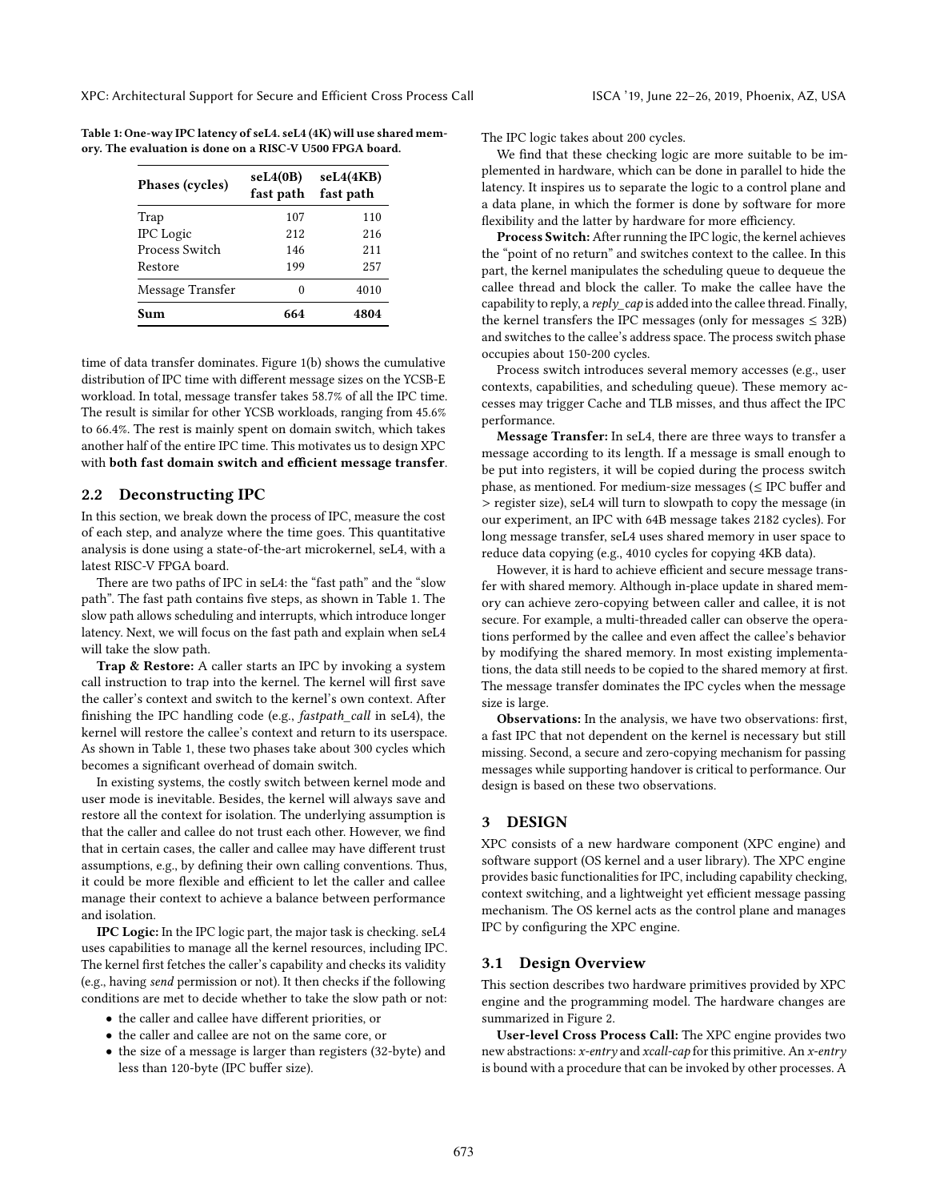**Table 1: One-way IPC latency of seL4. seL4 (4K) will use shared memory. The evaluation is done on a RISC-V U500 FPGA board.**

| Phases (cycles) | seL4(0B) fast path | seL4(4KB) fast path |
|---|---|---|
| Trap | 107 | 110 |
| IPC Logic | 212 | 216 |
| Process Switch | 146 | 211 |
| Restore | 199 | 257 |
| Message Transfer | 0 | 4010 |
| **Sum** | **664** | **4804** |

time of data transfer dominates. Figure 1(b) shows the cumulative distribution of IPC time with different message sizes on the YCSB-E workload. In total, message transfer takes 58.7% of all the IPC time. The result is similar for other YCSB workloads, ranging from 45.6% to 66.4%. The rest is mainly spent on domain switch, which takes another half of the entire IPC time. This motivates us to design XPC with **both fast domain switch and efficient message transfer**.

## 2.2 Deconstructing IPC

In this section, we break down the process of IPC, measure the cost of each step, and analyze where the time goes. This quantitative analysis is done using a state-of-the-art microkernel, seL4, with a latest RISC-V FPGA board.

There are two paths of IPC in seL4: the "fast path" and the "slow path". The fast path contains five steps, as shown in Table 1. The slow path allows scheduling and interrupts, which introduce longer latency. Next, we will focus on the fast path and explain when seL4 will take the slow path.

**Trap & Restore:** A caller starts an IPC by invoking a system call instruction to trap into the kernel. The kernel will first save the caller's context and switch to the kernel's own context. After finishing the IPC handling code (e.g., *fastpath_call* in seL4), the kernel will restore the callee's context and return to its userspace. As shown in Table 1, these two phases take about 300 cycles which becomes a significant overhead of domain switch.

In existing systems, the costly switch between kernel mode and user mode is inevitable. Besides, the kernel will always save and restore all the context for isolation. The underlying assumption is that the caller and callee do not trust each other. However, we find that in certain cases, the caller and callee may have different trust assumptions, e.g., by defining their own calling conventions. Thus, it could be more flexible and efficient to let the caller and callee manage their context to achieve a balance between performance and isolation.

**IPC Logic:** In the IPC logic part, the major task is checking. seL4 uses capabilities to manage all the kernel resources, including IPC. The kernel first fetches the caller's capability and checks its validity (e.g., having *send* permission or not). It then checks if the following conditions are met to decide whether to take the slow path or not:

- the caller and callee have different priorities, or
- the caller and callee are not on the same core, or
- the size of a message is larger than registers (32-byte) and less than 120-byte (IPC buffer size).

The IPC logic takes about 200 cycles.

We find that these checking logic are more suitable to be implemented in hardware, which can be done in parallel to hide the latency. It inspires us to separate the logic to a control plane and a data plane, in which the former is done by software for more flexibility and the latter by hardware for more efficiency.

**Process Switch:** After running the IPC logic, the kernel achieves the "point of no return" and switches context to the callee. In this part, the kernel manipulates the scheduling queue to dequeue the callee thread and block the caller. To make the callee have the capability to reply, a *reply_cap* is added into the callee thread. Finally, the kernel transfers the IPC messages (only for messages $\leq$ 32B) and switches to the callee's address space. The process switch phase occupies about 150-200 cycles.

Process switch introduces several memory accesses (e.g., user contexts, capabilities, and scheduling queue). These memory accesses may trigger Cache and TLB misses, and thus affect the IPC performance.

**Message Transfer:** In seL4, there are three ways to transfer a message according to its length. If a message is small enough to be put into registers, it will be copied during the process switch phase, as mentioned. For medium-size messages ($\leq$ IPC buffer and $>$ register size), seL4 will turn to slowpath to copy the message (in our experiment, an IPC with 64B message takes 2182 cycles). For long message transfer, seL4 uses shared memory in user space to reduce data copying (e.g., 4010 cycles for copying 4KB data).

However, it is hard to achieve efficient and secure message transfer with shared memory. Although in-place update in shared memory can achieve zero-copying between caller and callee, it is not secure. For example, a multi-threaded caller can observe the operations performed by the callee and even affect the callee's behavior by modifying the shared memory. In most existing implementations, the data still needs to be copied to the shared memory at first. The message transfer dominates the IPC cycles when the message size is large.

**Observations:** In the analysis, we have two observations: first, a fast IPC that not dependent on the kernel is necessary but still missing. Second, a secure and zero-copying mechanism for passing messages while supporting handover is critical to performance. Our design is based on these two observations.

# 3 DESIGN

XPC consists of a new hardware component (XPC engine) and software support (OS kernel and a user library). The XPC engine provides basic functionalities for IPC, including capability checking, context switching, and a lightweight yet efficient message passing mechanism. The OS kernel acts as the control plane and manages IPC by configuring the XPC engine.

## 3.1 Design Overview

This section describes two hardware primitives provided by XPC engine and the programming model. The hardware changes are summarized in Figure 2.

**User-level Cross Process Call:** The XPC engine provides two new abstractions: *x-entry* and *xcall-cap* for this primitive. An *x-entry* is bound with a procedure that can be invoked by other processes. A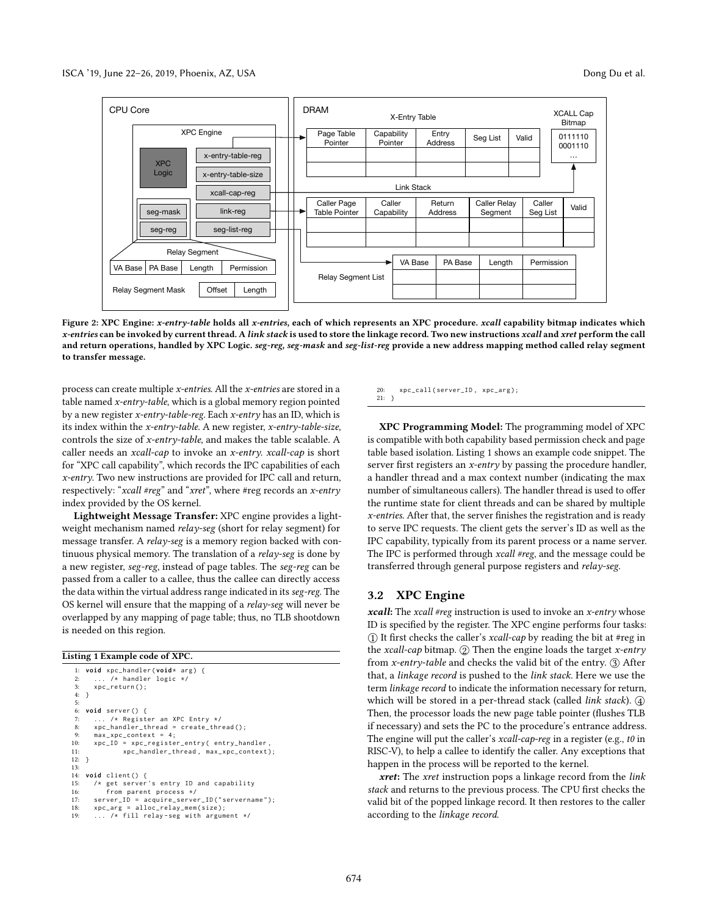Figure 2: XPC Engine: *x-entry-table* holds all *x-entries*, each of which represents an XPC procedure. *xcall* capability bitmap indicates which *x-entries* can be invoked by current thread. A *link stack* is used to store the linkage record. Two new instructions *xcall* and *xret* perform the call and return operations, handled by XPC Logic. *seg-reg*, *seg-mask* and *seg-list-reg* provide a new address mapping method called relay segment to transfer message.

process can create multiple *x-entries*. All the *x-entries* are stored in a table named *x-entry-table*, which is a global memory region pointed by a new register *x-entry-table-reg*. Each *x-entry* has an ID, which is its index within the *x-entry-table*. A new register, *x-entry-table-size*, controls the size of *x-entry-table*, and makes the table scalable. A caller needs an *xcall-cap* to invoke an *x-entry*. *xcall-cap* is short for "XPC call capability", which records the IPC capabilities of each *x-entry*. Two new instructions are provided for IPC call and return, respectively: "*xcall #reg*" and "*xret*", where #reg records an *x-entry* index provided by the OS kernel.

**Lightweight Message Transfer:** XPC engine provides a lightweight mechanism named *relay-seg* (short for relay segment) for message transfer. A *relay-seg* is a memory region backed with continuous physical memory. The translation of a *relay-seg* is done by a new register, *seg-reg*, instead of page tables. The *seg-reg* can be passed from a caller to a callee, thus the callee can directly access the data within the virtual address range indicated in its *seg-reg*. The OS kernel will ensure that the mapping of a *relay-seg* will never be overlapped by any mapping of page table; thus, no TLB shootdown is needed on this region.

**Listing 1 Example code of XPC.**

```
1:  void xpc_handler(void* arg) {
2:    ... /* handler logic */
3:    xpc_return();
4:  }
5:
6:  void server() {
7:    ... /* Register an XPC Entry */
8:    xpc_handler_thread = create_thread();
9:    max_xpc_context = 4;
10:   xpc_ID = xpc_register_entry( entry_handler,
11:           xpc_handler_thread, max_xpc_context);
12: }
13:
14: void client() {
15:   /* get server's entry ID and capability
16:      from parent process */
17:   server_ID = acquire_server_ID("servername");
18:   xpc_arg = alloc_relay_mem(size);
19:   ... /* fill relay-seg with argument */
20:   xpc_call(server_ID, xpc_arg);
21: }
```

**XPC Programming Model:** The programming model of XPC is compatible with both capability based permission check and page table based isolation. Listing 1 shows an example code snippet. The server first registers an *x-entry* by passing the procedure handler, a handler thread and a max context number (indicating the max number of simultaneous callers). The handler thread is used to offer the runtime state for client threads and can be shared by multiple *x-entries*. After that, the server finishes the registration and is ready to serve IPC requests. The client gets the server's ID as well as the IPC capability, typically from its parent process or a name server. The IPC is performed through *xcall #reg*, and the message could be transferred through general purpose registers and *relay-seg*.

## 3.2 XPC Engine

***xcall*:** The *xcall #reg* instruction is used to invoke an *x-entry* whose ID is specified by the register. The XPC engine performs four tasks: ① It first checks the caller's *xcall-cap* by reading the bit at #reg in the *xcall-cap* bitmap. ② Then the engine loads the target *x-entry* from *x-entry-table* and checks the valid bit of the entry. ③ After that, a *linkage record* is pushed to the *link stack*. Here we use the term *linkage record* to indicate the information necessary for return, which will be stored in a per-thread stack (called *link stack*). ④ Then, the processor loads the new page table pointer (flushes TLB if necessary) and sets the PC to the procedure's entrance address. The engine will put the caller's *xcall-cap-reg* in a register (e.g., *t0* in RISC-V), to help a callee to identify the caller. Any exceptions that happen in the process will be reported to the kernel.

***xret*:** The *xret* instruction pops a linkage record from the *link stack* and returns to the previous process. The CPU first checks the valid bit of the popped linkage record. It then restores to the caller according to the *linkage record*.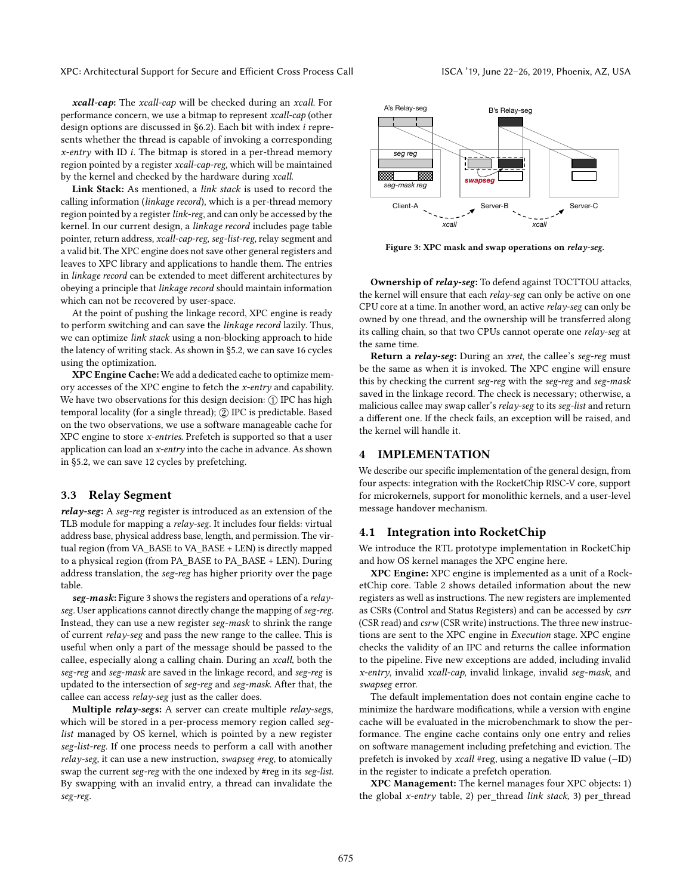***xcall-cap*:** The *xcall-cap* will be checked during an *xcall*. For performance concern, we use a bitmap to represent *xcall-cap* (other design options are discussed in §6.2). Each bit with index *i* represents whether the thread is capable of invoking a corresponding *x-entry* with ID *i*. The bitmap is stored in a per-thread memory region pointed by a register *xcall-cap-reg*, which will be maintained by the kernel and checked by the hardware during *xcall*.

**Link Stack:** As mentioned, a *link stack* is used to record the calling information (*linkage record*), which is a per-thread memory region pointed by a register *link-reg*, and can only be accessed by the kernel. In our current design, a *linkage record* includes page table pointer, return address, *xcall-cap-reg*, *seg-list-reg*, relay segment and a valid bit. The XPC engine does not save other general registers and leaves to XPC library and applications to handle them. The entries in *linkage record* can be extended to meet different architectures by obeying a principle that *linkage record* should maintain information which can not be recovered by user-space.

At the point of pushing the linkage record, XPC engine is ready to perform switching and can save the *linkage record* lazily. Thus, we can optimize *link stack* using a non-blocking approach to hide the latency of writing stack. As shown in §5.2, we can save 16 cycles using the optimization.

**XPC Engine Cache:** We add a dedicated cache to optimize memory accesses of the XPC engine to fetch the *x-entry* and capability. We have two observations for this design decision: ① IPC has high temporal locality (for a single thread); ② IPC is predictable. Based on the two observations, we use a software manageable cache for XPC engine to store *x-entries*. Prefetch is supported so that a user application can load an *x-entry* into the cache in advance. As shown in §5.2, we can save 12 cycles by prefetching.

## 3.3 Relay Segment

***relay-seg*:** A *seg-reg* register is introduced as an extension of the TLB module for mapping a *relay-seg*. It includes four fields: virtual address base, physical address base, length, and permission. The virtual region (from VA_BASE to VA_BASE + LEN) is directly mapped to a physical region (from PA_BASE to PA_BASE + LEN). During address translation, the *seg-reg* has higher priority over the page table.

***seg-mask*:** Figure 3 shows the registers and operations of a *relay-seg*. User applications cannot directly change the mapping of *seg-reg*. Instead, they can use a new register *seg-mask* to shrink the range of current *relay-seg* and pass the new range to the callee. This is useful when only a part of the message should be passed to the callee, especially along a calling chain. During an *xcall*, both the *seg-reg* and *seg-mask* are saved in the linkage record, and *seg-reg* is updated to the intersection of *seg-reg* and *seg-mask*. After that, the callee can access *relay-seg* just as the caller does.

**Multiple *relay-segs*:** A server can create multiple *relay-seg*s, which will be stored in a per-process memory region called *seg-list* managed by OS kernel, which is pointed by a new register *seg-list-reg*. If one process needs to perform a call with another *relay-seg*, it can use a new instruction, *swapseg #reg*, to atomically swap the current *seg-reg* with the one indexed by #reg in its *seg-list*. By swapping with an invalid entry, a thread can invalidate the *seg-reg*.

Figure 3: XPC mask and swap operations on *relay-seg*.

**Ownership of *relay-seg*:** To defend against TOCTTOU attacks, the kernel will ensure that each *relay-seg* can only be active on one CPU core at a time. In another word, an active *relay-seg* can only be owned by one thread, and the ownership will be transferred along its calling chain, so that two CPUs cannot operate one *relay-seg* at the same time.

**Return a *relay-seg*:** During an *xret*, the callee's *seg-reg* must be the same as when it is invoked. The XPC engine will ensure this by checking the current *seg-reg* with the *seg-reg* and *seg-mask* saved in the linkage record. The check is necessary; otherwise, a malicious callee may swap caller's *relay-seg* to its *seg-list* and return a different one. If the check fails, an exception will be raised, and the kernel will handle it.

# 4 IMPLEMENTATION

We describe our specific implementation of the general design, from four aspects: integration with the RocketChip RISC-V core, support for microkernels, support for monolithic kernels, and a user-level message handover mechanism.

## 4.1 Integration into RocketChip

We introduce the RTL prototype implementation in RocketChip and how OS kernel manages the XPC engine here.

**XPC Engine:** XPC engine is implemented as a unit of a RocketChip core. Table 2 shows detailed information about the new registers as well as instructions. The new registers are implemented as CSRs (Control and Status Registers) and can be accessed by *csrr* (CSR read) and *csrw* (CSR write) instructions. The three new instructions are sent to the XPC engine in *Execution* stage. XPC engine checks the validity of an IPC and returns the callee information to the pipeline. Five new exceptions are added, including invalid *x-entry*, invalid *xcall-cap*, invalid linkage, invalid *seg-mask*, and *swapseg* error.

The default implementation does not contain engine cache to minimize the hardware modifications, while a version with engine cache will be evaluated in the microbenchmark to show the performance. The engine cache contains only one entry and relies on software management including prefetching and eviction. The prefetch is invoked by *xcall* #reg, using a negative ID value (−ID) in the register to indicate a prefetch operation.

**XPC Management:** The kernel manages four XPC objects: 1) the global *x-entry* table, 2) per_thread *link stack*, 3) per_thread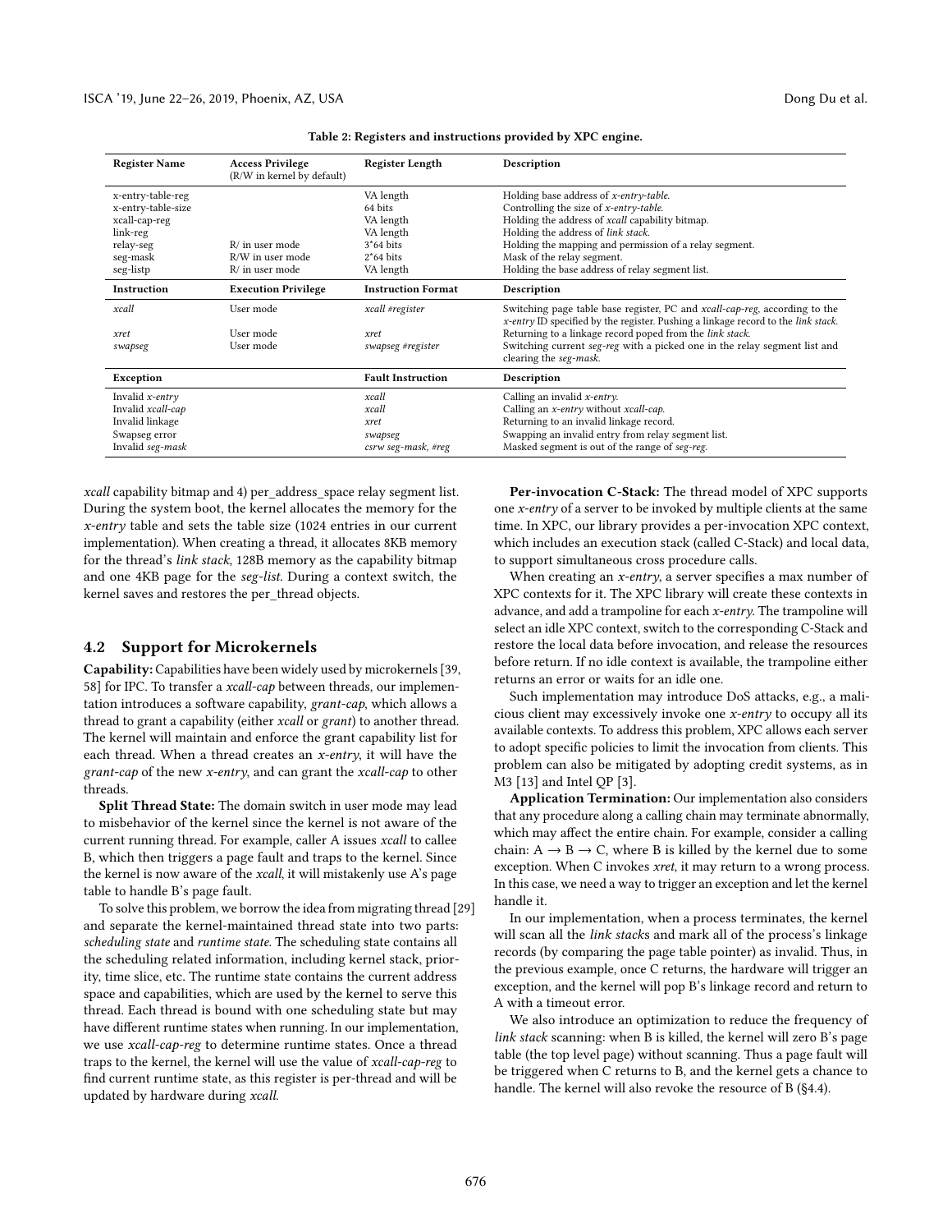Table 2: Registers and instructions provided by XPC engine.

| Register Name | Access Privilege (R/W in kernel by default) | Register Length | Description |
|---|---|---|---|
| x-entry-table-reg | | VA length | Holding base address of *x-entry-table*. |
| x-entry-table-size | | 64 bits | Controlling the size of *x-entry-table*. |
| xcall-cap-reg | | VA length | Holding the address of *xcall* capability bitmap. |
| link-reg | | VA length | Holding the address of *link stack*. |
| relay-seg | R/ in user mode | 3*64 bits | Holding the mapping and permission of a relay segment. |
| seg-mask | R/W in user mode | 2*64 bits | Mask of the relay segment. |
| seg-listp | R/ in user mode | VA length | Holding the base address of relay segment list. |
| **Instruction** | **Execution Privilege** | **Instruction Format** | **Description** |
| *xcall* | User mode | *xcall #register* | Switching page table base register, PC and *xcall-cap-reg*, according to the *x-entry* ID specified by the register. Pushing a linkage record to the *link stack*. |
| *xret* | User mode | *xret* | Returning to a linkage record poped from the *link stack*. |
| *swapseg* | User mode | *swapseg #register* | Switching current *seg-reg* with a picked one in the relay segment list and clearing the *seg-mask*. |
| **Exception** | | **Fault Instruction** | **Description** |
| Invalid *x-entry* | | *xcall* | Calling an invalid *x-entry*. |
| Invalid *xcall-cap* | | *xcall* | Calling an *x-entry* without *xcall-cap*. |
| Invalid linkage | | *xret* | Returning to an invalid linkage record. |
| Swapseg error | | *swapseg* | Swapping an invalid entry from relay segment list. |
| Invalid *seg-mask* | | *csrw seg-mask, #reg* | Masked segment is out of the range of *seg-reg*. |

*xcall* capability bitmap and 4) per_address_space relay segment list. During the system boot, the kernel allocates the memory for the *x-entry* table and sets the table size (1024 entries in our current implementation). When creating a thread, it allocates 8KB memory for the thread's *link stack*, 128B memory as the capability bitmap and one 4KB page for the *seg-list*. During a context switch, the kernel saves and restores the per_thread objects.

## 4.2 Support for Microkernels

**Capability:** Capabilities have been widely used by microkernels [39, 58] for IPC. To transfer a *xcall-cap* between threads, our implementation introduces a software capability, *grant-cap*, which allows a thread to grant a capability (either *xcall* or *grant*) to another thread. The kernel will maintain and enforce the grant capability list for each thread. When a thread creates an *x-entry*, it will have the *grant-cap* of the new *x-entry*, and can grant the *xcall-cap* to other threads.

**Split Thread State:** The domain switch in user mode may lead to misbehavior of the kernel since the kernel is not aware of the current running thread. For example, caller A issues *xcall* to callee B, which then triggers a page fault and traps to the kernel. Since the kernel is now aware of the *xcall*, it will mistakenly use A's page table to handle B's page fault.

To solve this problem, we borrow the idea from migrating thread [29] and separate the kernel-maintained thread state into two parts: *scheduling state* and *runtime state*. The scheduling state contains all the scheduling related information, including kernel stack, priority, time slice, etc. The runtime state contains the current address space and capabilities, which are used by the kernel to serve this thread. Each thread is bound with one scheduling state but may have different runtime states when running. In our implementation, we use *xcall-cap-reg* to determine runtime states. Once a thread traps to the kernel, the kernel will use the value of *xcall-cap-reg* to find current runtime state, as this register is per-thread and will be updated by hardware during *xcall*.

**Per-invocation C-Stack:** The thread model of XPC supports one *x-entry* of a server to be invoked by multiple clients at the same time. In XPC, our library provides a per-invocation XPC context, which includes an execution stack (called C-Stack) and local data, to support simultaneous cross procedure calls.

When creating an *x-entry*, a server specifies a max number of XPC contexts for it. The XPC library will create these contexts in advance, and add a trampoline for each *x-entry*. The trampoline will select an idle XPC context, switch to the corresponding C-Stack and restore the local data before invocation, and release the resources before return. If no idle context is available, the trampoline either returns an error or waits for an idle one.

Such implementation may introduce DoS attacks, e.g., a malicious client may excessively invoke one *x-entry* to occupy all its available contexts. To address this problem, XPC allows each server to adopt specific policies to limit the invocation from clients. This problem can also be mitigated by adopting credit systems, as in M3 [13] and Intel QP [3].

**Application Termination:** Our implementation also considers that any procedure along a calling chain may terminate abnormally, which may affect the entire chain. For example, consider a calling chain: A → B → C, where B is killed by the kernel due to some exception. When C invokes *xret*, it may return to a wrong process. In this case, we need a way to trigger an exception and let the kernel handle it.

In our implementation, when a process terminates, the kernel will scan all the *link stack*s and mark all of the process's linkage records (by comparing the page table pointer) as invalid. Thus, in the previous example, once C returns, the hardware will trigger an exception, and the kernel will pop B's linkage record and return to A with a timeout error.

We also introduce an optimization to reduce the frequency of *link stack* scanning: when B is killed, the kernel will zero B's page table (the top level page) without scanning. Thus a page fault will be triggered when C returns to B, and the kernel gets a chance to handle. The kernel will also revoke the resource of B (§4.4).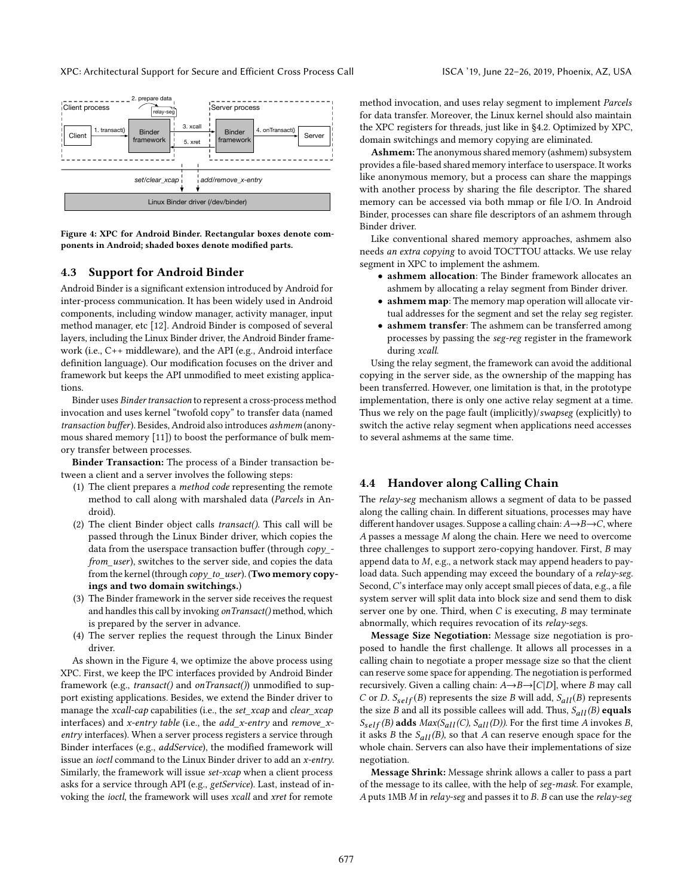Figure 4: XPC for Android Binder. Rectangular boxes denote components in Android; shaded boxes denote modified parts.

### 4.3 Support for Android Binder

Android Binder is a significant extension introduced by Android for inter-process communication. It has been widely used in Android components, including window manager, activity manager, input method manager, etc [12]. Android Binder is composed of several layers, including the Linux Binder driver, the Android Binder framework (i.e., C++ middleware), and the API (e.g., Android interface definition language). Our modification focuses on the driver and framework but keeps the API unmodified to meet existing applications.

Binder uses *Binder transaction* to represent a cross-process method invocation and uses kernel "twofold copy" to transfer data (named *transaction buffer*). Besides, Android also introduces *ashmem* (anonymous shared memory [11]) to boost the performance of bulk memory transfer between processes.

**Binder Transaction:** The process of a Binder transaction between a client and a server involves the following steps:

1. The client prepares a *method code* representing the remote method to call along with marshaled data (*Parcels* in Android).
2. The client Binder object calls *transact()*. This call will be passed through the Linux Binder driver, which copies the data from the userspace transaction buffer (through *copy_from_user*), switches to the server side, and copies the data from the kernel (through *copy_to_user*). (**Two memory copyings and two domain switchings.**)
3. The Binder framework in the server side receives the request and handles this call by invoking *onTransact()* method, which is prepared by the server in advance.
4. The server replies the request through the Linux Binder driver.

As shown in the Figure 4, we optimize the above process using XPC. First, we keep the IPC interfaces provided by Android Binder framework (e.g., *transact()* and *onTransact()*) unmodified to support existing applications. Besides, we extend the Binder driver to manage the *xcall-cap* capabilities (i.e., the *set_xcap* and *clear_xcap* interfaces) and *x-entry table* (i.e., the *add_x-entry* and *remove_x-entry* interfaces). When a server process registers a service through Binder interfaces (e.g., *addService*), the modified framework will issue an *ioctl* command to the Linux Binder driver to add an *x-entry*. Similarly, the framework will issue *set-xcap* when a client process asks for a service through API (e.g., *getService*). Last, instead of invoking the *ioctl*, the framework will uses *xcall* and *xret* for remote method invocation, and uses relay segment to implement *Parcels* for data transfer. Moreover, the Linux kernel should also maintain the XPC registers for threads, just like in §4.2. Optimized by XPC, domain switchings and memory copying are eliminated.

**Ashmem:** The anonymous shared memory (ashmem) subsystem provides a file-based shared memory interface to userspace. It works like anonymous memory, but a process can share the mappings with another process by sharing the file descriptor. The shared memory can be accessed via both mmap or file I/O. In Android Binder, processes can share file descriptors of an ashmem through Binder driver.

Like conventional shared memory approaches, ashmem also needs *an extra copying* to avoid TOCTTOU attacks. We use relay segment in XPC to implement the ashmem.

- **ashmem allocation**: The Binder framework allocates an ashmem by allocating a relay segment from Binder driver.
- **ashmem map**: The memory map operation will allocate virtual addresses for the segment and set the relay seg register.
- **ashmem transfer**: The ashmem can be transferred among processes by passing the *seg-reg* register in the framework during *xcall*.

Using the relay segment, the framework can avoid the additional copying in the server side, as the ownership of the mapping has been transferred. However, one limitation is that, in the prototype implementation, there is only one active relay segment at a time. Thus we rely on the page fault (implicitly)/*swapseg* (explicitly) to switch the active relay segment when applications need accesses to several ashmems at the same time.

### 4.4 Handover along Calling Chain

The *relay-seg* mechanism allows a segment of data to be passed along the calling chain. In different situations, processes may have different handover usages. Suppose a calling chain: *A*→*B*→*C*, where *A* passes a message *M* along the chain. Here we need to overcome three challenges to support zero-copying handover. First, *B* may append data to *M*, e.g., a network stack may append headers to payload data. Such appending may exceed the boundary of a *relay-seg*. Second, *C*'s interface may only accept small pieces of data, e.g., a file system server will split data into block size and send them to disk server one by one. Third, when *C* is executing, *B* may terminate abnormally, which requires revocation of its *relay-seg*s.

**Message Size Negotiation:** Message size negotiation is proposed to handle the first challenge. It allows all processes in a calling chain to negotiate a proper message size so that the client can reserve some space for appending. The negotiation is performed recursively. Given a calling chain: *A*→*B*→[*C*|*D*], where *B* may call *C* or *D*. $S_{self}(B)$ represents the size *B* will add, $S_{all}(B)$ represents the size *B* and all its possible callees will add. Thus, $S_{all}(B)$ **equals** $S_{self}(B)$ **adds** $Max(S_{all}(C), S_{all}(D))$. For the first time *A* invokes *B*, it asks *B* the $S_{all}(B)$, so that *A* can reserve enough space for the whole chain. Servers can also have their implementations of size negotiation.

**Message Shrink:** Message shrink allows a caller to pass a part of the message to its callee, with the help of *seg-mask*. For example, *A* puts 1MB *M* in *relay-seg* and passes it to *B*. *B* can use the *relay-seg*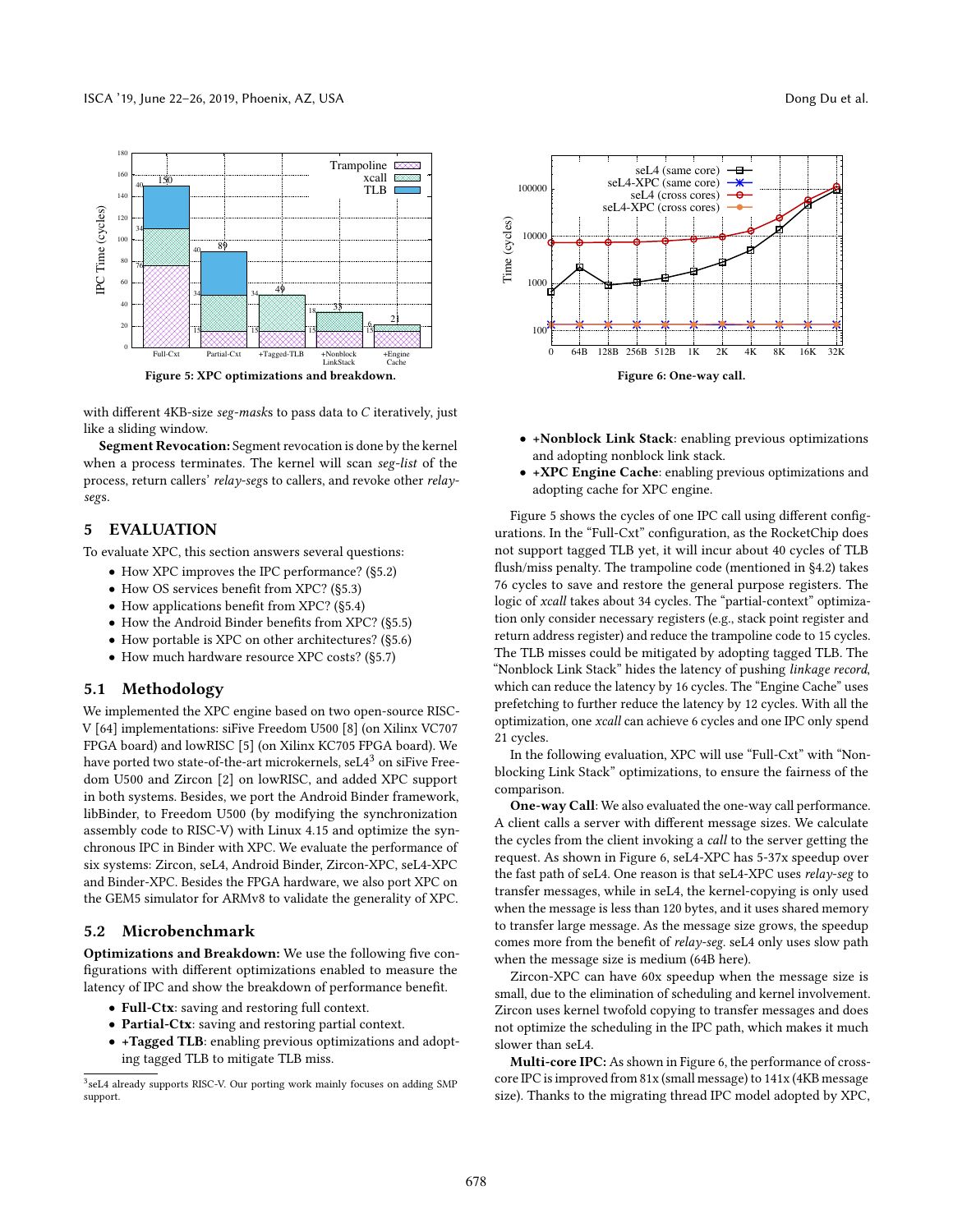Figure 5: XPC optimizations and breakdown.

Figure 6: One-way call.

with different 4KB-size *seg-mask*s to pass data to *C* iteratively, just like a sliding window.

**Segment Revocation:** Segment revocation is done by the kernel when a process terminates. The kernel will scan *seg-list* of the process, return callers' *relay-seg*s to callers, and revoke other *relay-segs*.

## 5 EVALUATION

To evaluate XPC, this section answers several questions:

- How XPC improves the IPC performance? (§5.2)
- How OS services benefit from XPC? (§5.3)
- How applications benefit from XPC? (§5.4)
- How the Android Binder benefits from XPC? (§5.5)
- How portable is XPC on other architectures? (§5.6)
- How much hardware resource XPC costs? (§5.7)

### 5.1 Methodology

We implemented the XPC engine based on two open-source RISC-V [64] implementations: siFive Freedom U500 [8] (on Xilinx VC707 FPGA board) and lowRISC [5] (on Xilinx KC705 FPGA board). We have ported two state-of-the-art microkernels, seL4[3] on siFive Freedom U500 and Zircon [2] on lowRISC, and added XPC support in both systems. Besides, we port the Android Binder framework, libBinder, to Freedom U500 (by modifying the synchronization assembly code to RISC-V) with Linux 4.15 and optimize the synchronous IPC in Binder with XPC. We evaluate the performance of six systems: Zircon, seL4, Android Binder, Zircon-XPC, seL4-XPC and Binder-XPC. Besides the FPGA hardware, we also port XPC on the GEM5 simulator for ARMv8 to validate the generality of XPC.

[3] seL4 already supports RISC-V. Our porting work mainly focuses on adding SMP support.

### 5.2 Microbenchmark

**Optimizations and Breakdown:** We use the following five configurations with different optimizations enabled to measure the latency of IPC and show the breakdown of performance benefit.

- **Full-Ctx**: saving and restoring full context.
- **Partial-Ctx**: saving and restoring partial context.
- **+Tagged TLB**: enabling previous optimizations and adopting tagged TLB to mitigate TLB miss.
- **+Nonblock Link Stack**: enabling previous optimizations and adopting nonblock link stack.
- **+XPC Engine Cache**: enabling previous optimizations and adopting cache for XPC engine.

Figure 5 shows the cycles of one IPC call using different configurations. In the "Full-Cxt" configuration, as the RocketChip does not support tagged TLB yet, it will incur about 40 cycles of TLB flush/miss penalty. The trampoline code (mentioned in §4.2) takes 76 cycles to save and restore the general purpose registers. The logic of *xcall* takes about 34 cycles. The "partial-context" optimization only consider necessary registers (e.g., stack point register and return address register) and reduce the trampoline code to 15 cycles. The TLB misses could be mitigated by adopting tagged TLB. The "Nonblock Link Stack" hides the latency of pushing *linkage record*, which can reduce the latency by 16 cycles. The "Engine Cache" uses prefetching to further reduce the latency by 12 cycles. With all the optimization, one *xcall* can achieve 6 cycles and one IPC only spend 21 cycles.

In the following evaluation, XPC will use "Full-Cxt" with "Non-blocking Link Stack" optimizations, to ensure the fairness of the comparison.

**One-way Call**: We also evaluated the one-way call performance. A client calls a server with different message sizes. We calculate the cycles from the client invoking a *call* to the server getting the request. As shown in Figure 6, seL4-XPC has 5-37x speedup over the fast path of seL4. One reason is that seL4-XPC uses *relay-seg* to transfer messages, while in seL4, the kernel-copying is only used when the message is less than 120 bytes, and it uses shared memory to transfer large message. As the message size grows, the speedup comes more from the benefit of *relay-seg*. seL4 only uses slow path when the message size is medium (64B here).

Zircon-XPC can have 60x speedup when the message size is small, due to the elimination of scheduling and kernel involvement. Zircon uses kernel twofold copying to transfer messages and does not optimize the scheduling in the IPC path, which makes it much slower than seL4.

**Multi-core IPC:** As shown in Figure 6, the performance of cross-core IPC is improved from 81x (small message) to 141x (4KB message size). Thanks to the migrating thread IPC model adopted by XPC,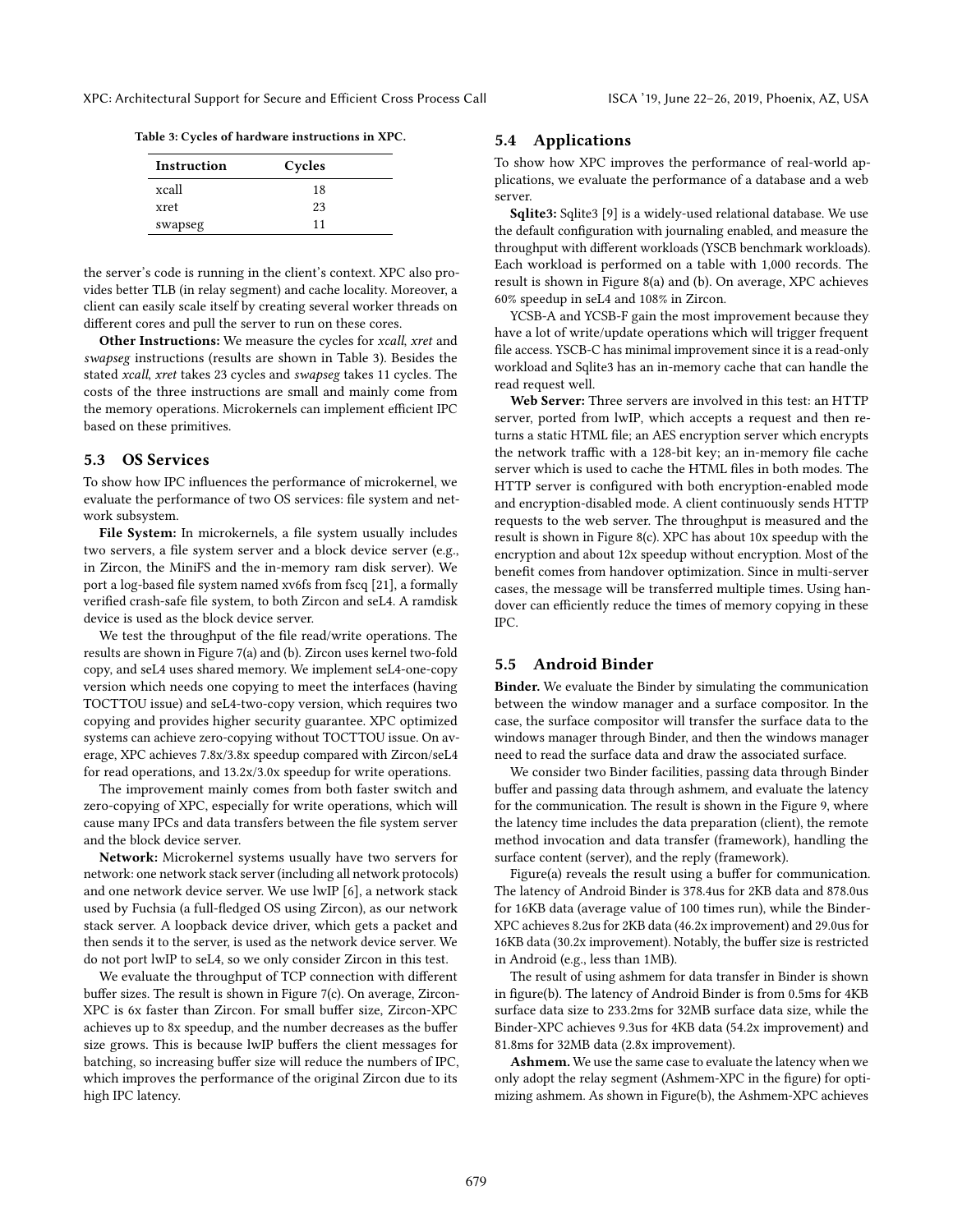Table 3: Cycles of hardware instructions in XPC.

| Instruction | Cycles |
| --- | --- |
| xcall | 18 |
| xret | 23 |
| swapseg | 11 |

the server's code is running in the client's context. XPC also provides better TLB (in relay segment) and cache locality. Moreover, a client can easily scale itself by creating several worker threads on different cores and pull the server to run on these cores.

**Other Instructions:** We measure the cycles for *xcall*, *xret* and *swapseg* instructions (results are shown in Table 3). Besides the stated *xcall*, *xret* takes 23 cycles and *swapseg* takes 11 cycles. The costs of the three instructions are small and mainly come from the memory operations. Microkernels can implement efficient IPC based on these primitives.

### 5.3 OS Services

To show how IPC influences the performance of microkernel, we evaluate the performance of two OS services: file system and network subsystem.

**File System:** In microkernels, a file system usually includes two servers, a file system server and a block device server (e.g., in Zircon, the MiniFS and the in-memory ram disk server). We port a log-based file system named xv6fs from fscq [21], a formally verified crash-safe file system, to both Zircon and seL4. A ramdisk device is used as the block device server.

We test the throughput of the file read/write operations. The results are shown in Figure 7(a) and (b). Zircon uses kernel two-fold copy, and seL4 uses shared memory. We implement seL4-one-copy version which needs one copying to meet the interfaces (having TOCTTOU issue) and seL4-two-copy version, which requires two copying and provides higher security guarantee. XPC optimized systems can achieve zero-copying without TOCTTOU issue. On average, XPC achieves 7.8x/3.8x speedup compared with Zircon/seL4 for read operations, and 13.2x/3.0x speedup for write operations.

The improvement mainly comes from both faster switch and zero-copying of XPC, especially for write operations, which will cause many IPCs and data transfers between the file system server and the block device server.

**Network:** Microkernel systems usually have two servers for network: one network stack server (including all network protocols) and one network device server. We use lwIP [6], a network stack used by Fuchsia (a full-fledged OS using Zircon), as our network stack server. A loopback device driver, which gets a packet and then sends it to the server, is used as the network device server. We do not port lwIP to seL4, so we only consider Zircon in this test.

We evaluate the throughput of TCP connection with different buffer sizes. The result is shown in Figure 7(c). On average, Zircon-XPC is 6x faster than Zircon. For small buffer size, Zircon-XPC achieves up to 8x speedup, and the number decreases as the buffer size grows. This is because lwIP buffers the client messages for batching, so increasing buffer size will reduce the numbers of IPC, which improves the performance of the original Zircon due to its high IPC latency.

### 5.4 Applications

To show how XPC improves the performance of real-world applications, we evaluate the performance of a database and a web server.

**Sqlite3:** Sqlite3 [9] is a widely-used relational database. We use the default configuration with journaling enabled, and measure the throughput with different workloads (YSCB benchmark workloads). Each workload is performed on a table with 1,000 records. The result is shown in Figure 8(a) and (b). On average, XPC achieves 60% speedup in seL4 and 108% in Zircon.

YCSB-A and YCSB-F gain the most improvement because they have a lot of write/update operations which will trigger frequent file access. YSCB-C has minimal improvement since it is a read-only workload and Sqlite3 has an in-memory cache that can handle the read request well.

**Web Server:** Three servers are involved in this test: an HTTP server, ported from lwIP, which accepts a request and then returns a static HTML file; an AES encryption server which encrypts the network traffic with a 128-bit key; an in-memory file cache server which is used to cache the HTML files in both modes. The HTTP server is configured with both encryption-enabled mode and encryption-disabled mode. A client continuously sends HTTP requests to the web server. The throughput is measured and the result is shown in Figure 8(c). XPC has about 10x speedup with the encryption and about 12x speedup without encryption. Most of the benefit comes from handover optimization. Since in multi-server cases, the message will be transferred multiple times. Using handover can efficiently reduce the times of memory copying in these IPC.

### 5.5 Android Binder

**Binder.** We evaluate the Binder by simulating the communication between the window manager and a surface compositor. In the case, the surface compositor will transfer the surface data to the windows manager through Binder, and then the windows manager need to read the surface data and draw the associated surface.

We consider two Binder facilities, passing data through Binder buffer and passing data through ashmem, and evaluate the latency for the communication. The result is shown in the Figure 9, where the latency time includes the data preparation (client), the remote method invocation and data transfer (framework), handling the surface content (server), and the reply (framework).

Figure(a) reveals the result using a buffer for communication. The latency of Android Binder is 378.4us for 2KB data and 878.0us for 16KB data (average value of 100 times run), while the Binder-XPC achieves 8.2us for 2KB data (46.2x improvement) and 29.0us for 16KB data (30.2x improvement). Notably, the buffer size is restricted in Android (e.g., less than 1MB).

The result of using ashmem for data transfer in Binder is shown in figure(b). The latency of Android Binder is from 0.5ms for 4KB surface data size to 233.2ms for 32MB surface data size, while the Binder-XPC achieves 9.3us for 4KB data (54.2x improvement) and 81.8ms for 32MB data (2.8x improvement).

**Ashmem.** We use the same case to evaluate the latency when we only adopt the relay segment (Ashmem-XPC in the figure) for optimizing ashmem. As shown in Figure(b), the Ashmem-XPC achieves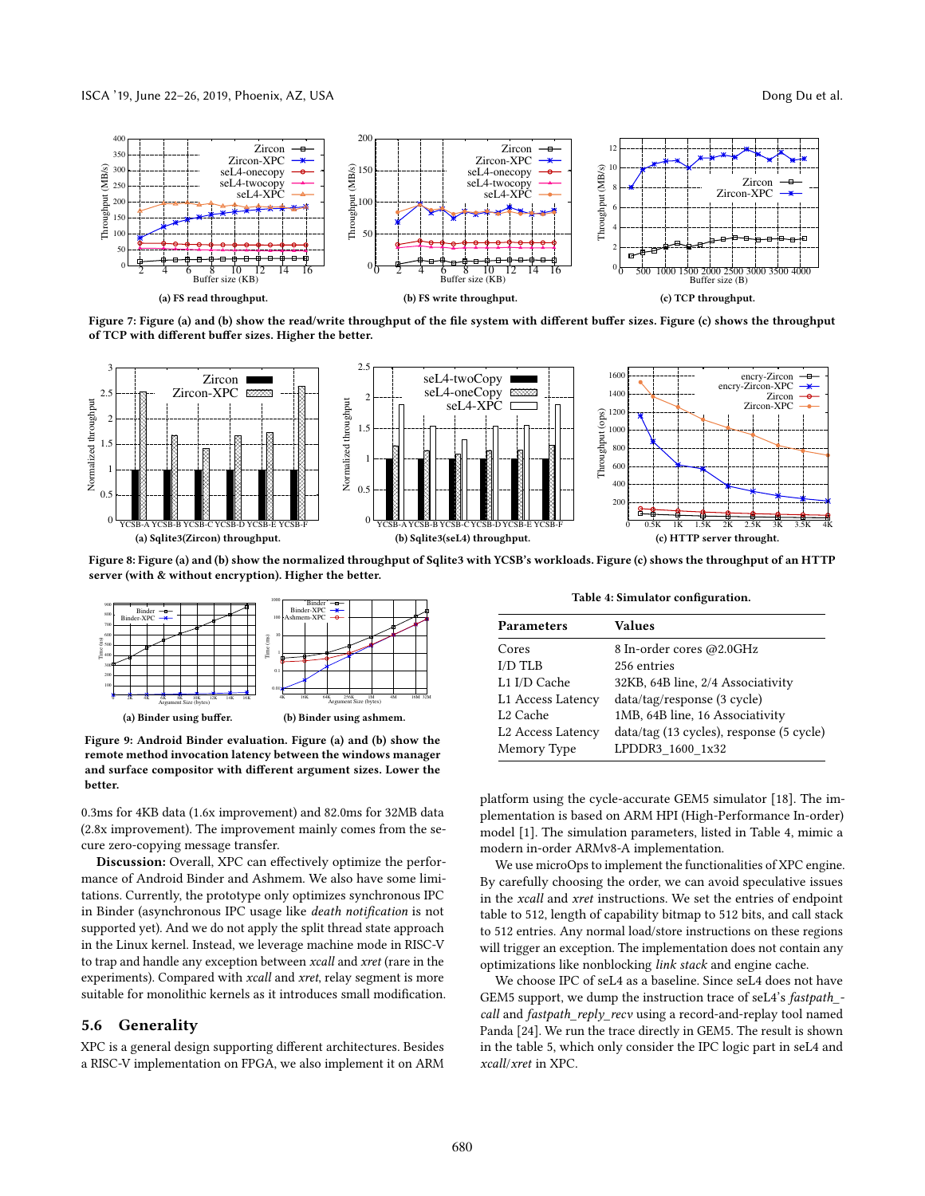(a) FS read throughput.

(b) FS write throughput.

(c) TCP throughput.

**Figure 7: Figure (a) and (b) show the read/write throughput of the file system with different buffer sizes. Figure (c) shows the throughput of TCP with different buffer sizes. Higher the better.**

(a) Sqlite3(Zircon) throughput.

(b) Sqlite3(seL4) throughput.

(c) HTTP server throught.

**Figure 8: Figure (a) and (b) show the normalized throughput of Sqlite3 with YCSB's workloads. Figure (c) shows the throughput of an HTTP server (with & without encryption). Higher the better.**

(a) Binder using buffer.

(b) Binder using ashmem.

**Figure 9: Android Binder evaluation. Figure (a) and (b) show the remote method invocation latency between the windows manager and surface compositor with different argument sizes. Lower the better.**

0.3ms for 4KB data (1.6x improvement) and 82.0ms for 32MB data (2.8x improvement). The improvement mainly comes from the secure zero-copying message transfer.

**Discussion:** Overall, XPC can effectively optimize the performance of Android Binder and Ashmem. We also have some limitations. Currently, the prototype only optimizes synchronous IPC in Binder (asynchronous IPC usage like *death notification* is not supported yet). And we do not apply the split thread state approach in the Linux kernel. Instead, we leverage machine mode in RISC-V to trap and handle any exception between *xcall* and *xret* (rare in the experiments). Compared with *xcall* and *xret*, relay segment is more suitable for monolithic kernels as it introduces small modification.

## 5.6 Generality

XPC is a general design supporting different architectures. Besides a RISC-V implementation on FPGA, we also implement it on ARM platform using the cycle-accurate GEM5 simulator [18]. The implementation is based on ARM HPI (High-Performance In-order) model [1]. The simulation parameters, listed in Table 4, mimic a modern in-order ARMv8-A implementation.

**Table 4: Simulator configuration.**

| Parameters | Values |
|---|---|
| Cores | 8 In-order cores @2.0GHz |
| I/D TLB | 256 entries |
| L1 I/D Cache | 32KB, 64B line, 2/4 Associativity |
| L1 Access Latency | data/tag/response (3 cycle) |
| L2 Cache | 1MB, 64B line, 16 Associativity |
| L2 Access Latency | data/tag (13 cycles), response (5 cycle) |
| Memory Type | LPDDR3_1600_1x32 |

We use microOps to implement the functionalities of XPC engine. By carefully choosing the order, we can avoid speculative issues in the *xcall* and *xret* instructions. We set the entries of endpoint table to 512, length of capability bitmap to 512 bits, and call stack to 512 entries. Any normal load/store instructions on these regions will trigger an exception. The implementation does not contain any optimizations like nonblocking *link stack* and engine cache.

We choose IPC of seL4 as a baseline. Since seL4 does not have GEM5 support, we dump the instruction trace of seL4's *fastpath_call* and *fastpath_reply_recv* using a record-and-replay tool named Panda [24]. We run the trace directly in GEM5. The result is shown in the table 5, which only consider the IPC logic part in seL4 and *xcall*/*xret* in XPC.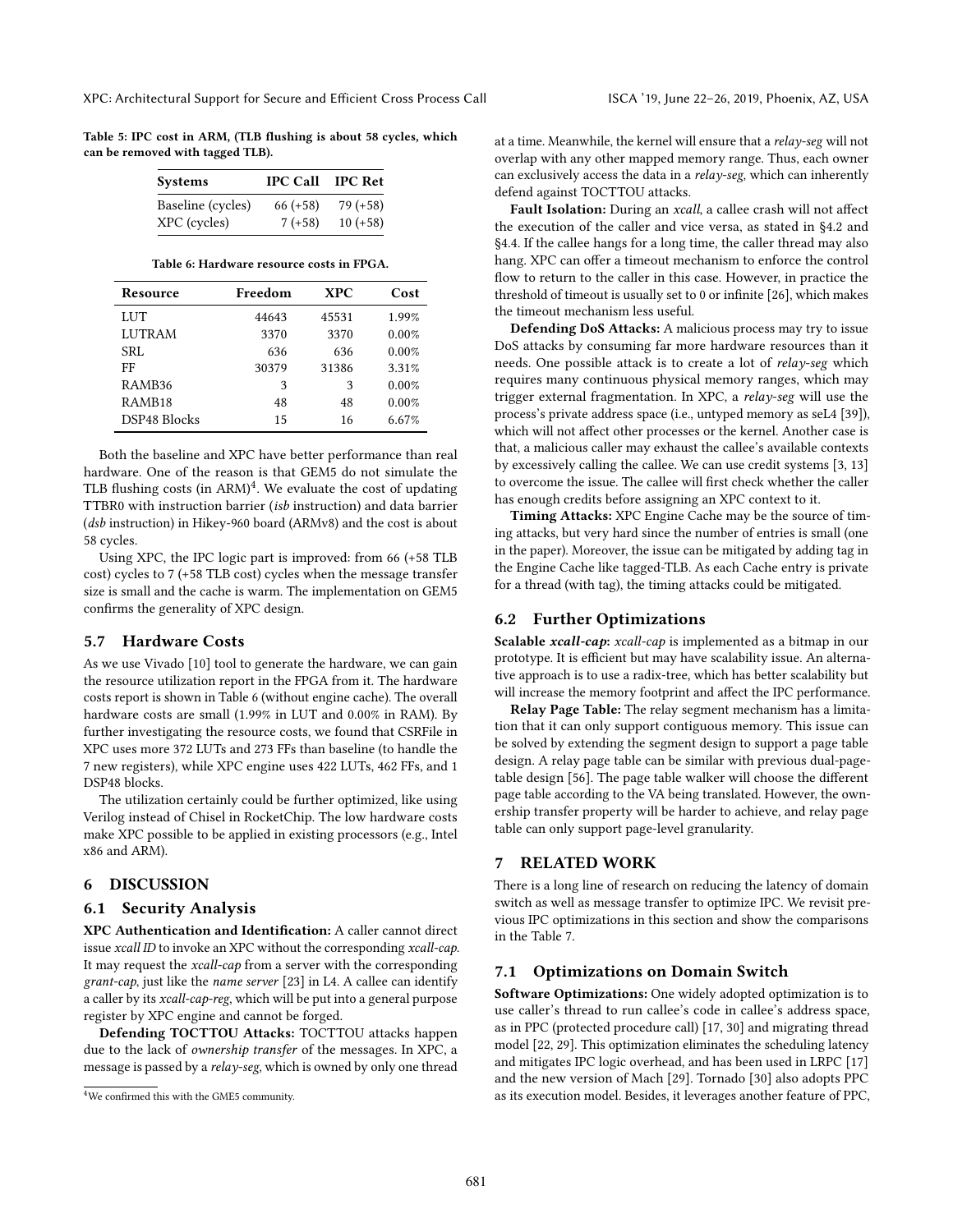Table 5: IPC cost in ARM, (TLB flushing is about 58 cycles, which can be removed with tagged TLB).

| Systems | IPC Call | IPC Ret |
|---|---|---|
| Baseline (cycles) | 66 (+58) | 79 (+58) |
| XPC (cycles) | 7 (+58) | 10 (+58) |

Table 6: Hardware resource costs in FPGA.

| Resource | Freedom | XPC | Cost |
|---|---|---|---|
| LUT | 44643 | 45531 | 1.99% |
| LUTRAM | 3370 | 3370 | 0.00% |
| SRL | 636 | 636 | 0.00% |
| FF | 30379 | 31386 | 3.31% |
| RAMB36 | 3 | 3 | 0.00% |
| RAMB18 | 48 | 48 | 0.00% |
| DSP48 Blocks | 15 | 16 | 6.67% |

Both the baseline and XPC have better performance than real hardware. One of the reason is that GEM5 do not simulate the TLB flushing costs (in ARM)[4]. We evaluate the cost of updating TTBR0 with instruction barrier (*isb* instruction) and data barrier (*dsb* instruction) in Hikey-960 board (ARMv8) and the cost is about 58 cycles.

Using XPC, the IPC logic part is improved: from 66 (+58 TLB cost) cycles to 7 (+58 TLB cost) cycles when the message transfer size is small and the cache is warm. The implementation on GEM5 confirms the generality of XPC design.

### 5.7 Hardware Costs

As we use Vivado [10] tool to generate the hardware, we can gain the resource utilization report in the FPGA from it. The hardware costs report is shown in Table 6 (without engine cache). The overall hardware costs are small (1.99% in LUT and 0.00% in RAM). By further investigating the resource costs, we found that CSRFile in XPC uses more 372 LUTs and 273 FFs than baseline (to handle the 7 new registers), while XPC engine uses 422 LUTs, 462 FFs, and 1 DSP48 blocks.

The utilization certainly could be further optimized, like using Verilog instead of Chisel in RocketChip. The low hardware costs make XPC possible to be applied in existing processors (e.g., Intel x86 and ARM).

## 6 DISCUSSION

### 6.1 Security Analysis

**XPC Authentication and Identification:** A caller cannot direct issue *xcall ID* to invoke an XPC without the corresponding *xcall-cap*. It may request the *xcall-cap* from a server with the corresponding *grant-cap*, just like the *name server* [23] in L4. A callee can identify a caller by its *xcall-cap-reg*, which will be put into a general purpose register by XPC engine and cannot be forged.

**Defending TOCTTOU Attacks:** TOCTTOU attacks happen due to the lack of *ownership transfer* of the messages. In XPC, a message is passed by a *relay-seg*, which is owned by only one thread at a time. Meanwhile, the kernel will ensure that a *relay-seg* will not overlap with any other mapped memory range. Thus, each owner can exclusively access the data in a *relay-seg*, which can inherently defend against TOCTTOU attacks.

**Fault Isolation:** During an *xcall*, a callee crash will not affect the execution of the caller and vice versa, as stated in §4.2 and §4.4. If the callee hangs for a long time, the caller thread may also hang. XPC can offer a timeout mechanism to enforce the control flow to return to the caller in this case. However, in practice the threshold of timeout is usually set to 0 or infinite [26], which makes the timeout mechanism less useful.

**Defending DoS Attacks:** A malicious process may try to issue DoS attacks by consuming far more hardware resources than it needs. One possible attack is to create a lot of *relay-seg* which requires many continuous physical memory ranges, which may trigger external fragmentation. In XPC, a *relay-seg* will use the process's private address space (i.e., untyped memory as seL4 [39]), which will not affect other processes or the kernel. Another case is that, a malicious caller may exhaust the callee's available contexts by excessively calling the callee. We can use credit systems [3, 13] to overcome the issue. The callee will first check whether the caller has enough credits before assigning an XPC context to it.

**Timing Attacks:** XPC Engine Cache may be the source of timing attacks, but very hard since the number of entries is small (one in the paper). Moreover, the issue can be mitigated by adding tag in the Engine Cache like tagged-TLB. As each Cache entry is private for a thread (with tag), the timing attacks could be mitigated.

### 6.2 Further Optimizations

**Scalable *xcall-cap*:** *xcall-cap* is implemented as a bitmap in our prototype. It is efficient but may have scalability issue. An alternative approach is to use a radix-tree, which has better scalability but will increase the memory footprint and affect the IPC performance.

**Relay Page Table:** The relay segment mechanism has a limitation that it can only support contiguous memory. This issue can be solved by extending the segment design to support a page table design. A relay page table can be similar with previous dual-page-table design [56]. The page table walker will choose the different page table according to the VA being translated. However, the ownership transfer property will be harder to achieve, and relay page table can only support page-level granularity.

## 7 RELATED WORK

There is a long line of research on reducing the latency of domain switch as well as message transfer to optimize IPC. We revisit previous IPC optimizations in this section and show the comparisons in the Table 7.

### 7.1 Optimizations on Domain Switch

**Software Optimizations:** One widely adopted optimization is to use caller's thread to run callee's code in callee's address space, as in PPC (protected procedure call) [17, 30] and migrating thread model [22, 29]. This optimization eliminates the scheduling latency and mitigates IPC logic overhead, and has been used in LRPC [17] and the new version of Mach [29]. Tornado [30] also adopts PPC as its execution model. Besides, it leverages another feature of PPC,

[4] We confirmed this with the GME5 community.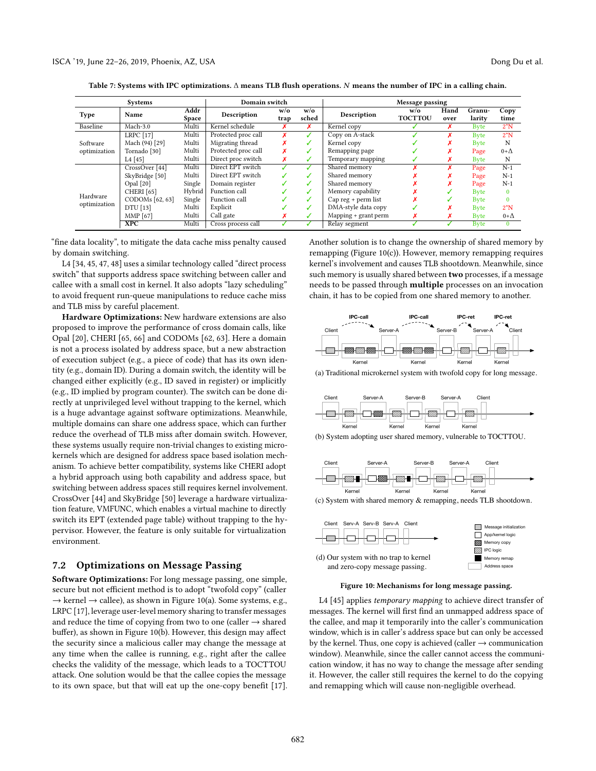Table 7: Systems with IPC optimizations. Δ means TLB flush operations. $N$ means the number of IPC in a calling chain.

| Systems | | | Domain switch | | | Message passing | | | | |
|---|---|---|---|---|---|---|---|---|---|---|
| Type | Name | Addr Space | Description | w/o trap | w/o sched | Description | w/o TOCTTOU | Hand over | Granu-larity | Copy time |
| Baseline | Mach-3.0 | Multi | Kernel schedule | ✗ | ✗ | Kernel copy | ✓ | ✗ | Byte | 2*N |
| Software optimization | LRPC [17] | Multi | Protected proc call | ✗ | ✓ | Copy on A-stack | ✓ | ✗ | Byte | 2*N |
| | Mach (94) [29] | Multi | Migrating thread | ✗ | ✓ | Kernel copy | ✓ | ✗ | Byte | N |
| | Tornado [30] | Multi | Protected proc call | ✗ | ✓ | Remapping page | ✓ | ✗ | Page | 0+Δ |
| | L4 [45] | Multi | Direct proc switch | ✗ | ✓ | Temporary mapping | ✓ | ✗ | Byte | N |
| Hardware optimization | CrossOver [44] | Multi | Direct EPT switch | ✓ | ✓ | Shared memory | ✗ | ✗ | Page | N-1 |
| | SkyBridge [50] | Multi | Direct EPT switch | ✓ | ✓ | Shared memory | ✗ | ✗ | Page | N-1 |
| | Opal [20] | Single | Domain register | ✓ | ✓ | Shared memory | ✗ | ✗ | Page | N-1 |
| | CHERI [65] | Hybrid | Function call | ✓ | ✓ | Memory capability | ✗ | ✓ | Byte | 0 |
| | CODOMs [62, 63] | Single | Function call | ✓ | ✓ | Cap reg + perm list | ✗ | ✓ | Byte | 0 |
| | DTU [13] | Multi | Explicit | ✓ | ✓ | DMA-style data copy | ✓ | ✗ | Byte | 2*N |
| | MMP [67] | Multi | Call gate | ✗ | ✓ | Mapping + grant perm | ✗ | ✗ | Byte | 0+Δ |
| | **XPC** | Multi | Cross process call | ✓ | ✓ | Relay segment | ✓ | ✓ | Byte | 0 |

"fine data locality", to mitigate the data cache miss penalty caused by domain switching.

L4 [34, 45, 47, 48] uses a similar technology called "direct process switch" that supports address space switching between caller and callee with a small cost in kernel. It also adopts "lazy scheduling" to avoid frequent run-queue manipulations to reduce cache miss and TLB miss by careful placement.

**Hardware Optimizations:** New hardware extensions are also proposed to improve the performance of cross domain calls, like Opal [20], CHERI [65, 66] and CODOMs [62, 63]. Here a domain is not a process isolated by address space, but a new abstraction of execution subject (e.g., a piece of code) that has its own identity (e.g., domain ID). During a domain switch, the identity will be changed either explicitly (e.g., ID saved in register) or implicitly (e.g., ID implied by program counter). The switch can be done directly at unprivileged level without trapping to the kernel, which is a huge advantage against software optimizations. Meanwhile, multiple domains can share one address space, which can further reduce the overhead of TLB miss after domain switch. However, these systems usually require non-trivial changes to existing microkernels which are designed for address space based isolation mechanism. To achieve better compatibility, systems like CHERI adopt a hybrid approach using both capability and address space, but switching between address spaces still requires kernel involvement. CrossOver [44] and SkyBridge [50] leverage a hardware virtualization feature, VMFUNC, which enables a virtual machine to directly switch its EPT (extended page table) without trapping to the hypervisor. However, the feature is only suitable for virtualization environment.

## 7.2 Optimizations on Message Passing

**Software Optimizations:** For long message passing, one simple, secure but not efficient method is to adopt "twofold copy" (caller → kernel → callee), as shown in Figure 10(a). Some systems, e.g., LRPC [17], leverage user-level memory sharing to transfer messages and reduce the time of copying from two to one (caller → shared buffer), as shown in Figure 10(b). However, this design may affect the security since a malicious caller may change the message at any time when the callee is running, e.g., right after the callee checks the validity of the message, which leads to a TOCTTOU attack. One solution would be that the callee copies the message to its own space, but that will eat up the one-copy benefit [17].

Another solution is to change the ownership of shared memory by remapping (Figure 10(c)). However, memory remapping requires kernel's involvement and causes TLB shootdown. Meanwhile, since such memory is usually shared between **two** processes, if a message needs to be passed through **multiple** processes on an invocation chain, it has to be copied from one shared memory to another.

(a) Traditional microkernel system with twofold copy for long message.

(b) System adopting user shared memory, vulnerable to TOCTTOU.

(c) System with shared memory & remapping, needs TLB shootdown.

(d) Our system with no trap to kernel and zero-copy message passing.

Figure 10: Mechanisms for long message passing.

L4 [45] applies *temporary mapping* to achieve direct transfer of messages. The kernel will first find an unmapped address space of the callee, and map it temporarily into the caller's communication window, which is in caller's address space but can only be accessed by the kernel. Thus, one copy is achieved (caller → communication window). Meanwhile, since the caller cannot access the communication window, it has no way to change the message after sending it. However, the caller still requires the kernel to do the copying and remapping which will cause non-negligible overhead.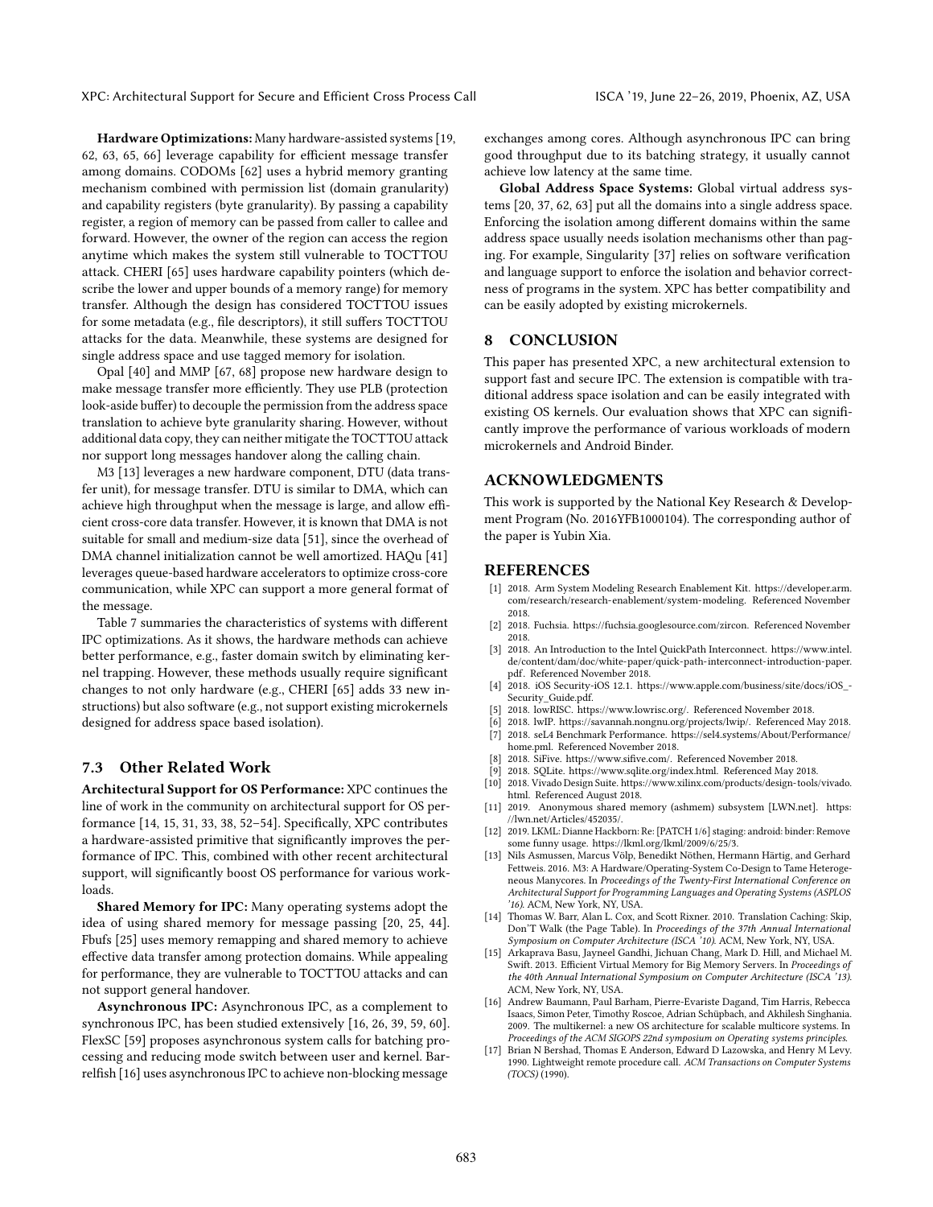**Hardware Optimizations:** Many hardware-assisted systems [19, 62, 63, 65, 66] leverage capability for efficient message transfer among domains. CODOMs [62] uses a hybrid memory granting mechanism combined with permission list (domain granularity) and capability registers (byte granularity). By passing a capability register, a region of memory can be passed from caller to callee and forward. However, the owner of the region can access the region anytime which makes the system still vulnerable to TOCTTOU attack. CHERI [65] uses hardware capability pointers (which describe the lower and upper bounds of a memory range) for memory transfer. Although the design has considered TOCTTOU issues for some metadata (e.g., file descriptors), it still suffers TOCTTOU attacks for the data. Meanwhile, these systems are designed for single address space and use tagged memory for isolation.

Opal [40] and MMP [67, 68] propose new hardware design to make message transfer more efficiently. They use PLB (protection look-aside buffer) to decouple the permission from the address space translation to achieve byte granularity sharing. However, without additional data copy, they can neither mitigate the TOCTTOU attack nor support long messages handover along the calling chain.

M3 [13] leverages a new hardware component, DTU (data transfer unit), for message transfer. DTU is similar to DMA, which can achieve high throughput when the message is large, and allow efficient cross-core data transfer. However, it is known that DMA is not suitable for small and medium-size data [51], since the overhead of DMA channel initialization cannot be well amortized. HAQu [41] leverages queue-based hardware accelerators to optimize cross-core communication, while XPC can support a more general format of the message.

Table 7 summaries the characteristics of systems with different IPC optimizations. As it shows, the hardware methods can achieve better performance, e.g., faster domain switch by eliminating kernel trapping. However, these methods usually require significant changes to not only hardware (e.g., CHERI [65] adds 33 new instructions) but also software (e.g., not support existing microkernels designed for address space based isolation).

### 7.3 Other Related Work

**Architectural Support for OS Performance:** XPC continues the line of work in the community on architectural support for OS performance [14, 15, 31, 33, 38, 52–54]. Specifically, XPC contributes a hardware-assisted primitive that significantly improves the performance of IPC. This, combined with other recent architectural support, will significantly boost OS performance for various workloads.

**Shared Memory for IPC:** Many operating systems adopt the idea of using shared memory for message passing [20, 25, 44]. Fbufs [25] uses memory remapping and shared memory to achieve effective data transfer among protection domains. While appealing for performance, they are vulnerable to TOCTTOU attacks and can not support general handover.

**Asynchronous IPC:** Asynchronous IPC, as a complement to synchronous IPC, has been studied extensively [16, 26, 39, 59, 60]. FlexSC [59] proposes asynchronous system calls for batching processing and reducing mode switch between user and kernel. Barrelfish [16] uses asynchronous IPC to achieve non-blocking message exchanges among cores. Although asynchronous IPC can bring good throughput due to its batching strategy, it usually cannot achieve low latency at the same time.

**Global Address Space Systems:** Global virtual address systems [20, 37, 62, 63] put all the domains into a single address space. Enforcing the isolation among different domains within the same address space usually needs isolation mechanisms other than paging. For example, Singularity [37] relies on software verification and language support to enforce the isolation and behavior correctness of programs in the system. XPC has better compatibility and can be easily adopted by existing microkernels.

## 8 CONCLUSION

This paper has presented XPC, a new architectural extension to support fast and secure IPC. The extension is compatible with traditional address space isolation and can be easily integrated with existing OS kernels. Our evaluation shows that XPC can significantly improve the performance of various workloads of modern microkernels and Android Binder.

## ACKNOWLEDGMENTS

This work is supported by the National Key Research & Development Program (No. 2016YFB1000104). The corresponding author of the paper is Yubin Xia.

## REFERENCES

- [1] 2018. Arm System Modeling Research Enablement Kit. https://developer.arm.com/research/research-enablement/system-modeling. Referenced November 2018.
- [2] 2018. Fuchsia. https://fuchsia.googlesource.com/zircon. Referenced November 2018.
- [3] 2018. An Introduction to the Intel QuickPath Interconnect. https://www.intel.de/content/dam/doc/white-paper/quick-path-interconnect-introduction-paper.pdf. Referenced November 2018.
- [4] 2018. iOS Security-iOS 12.1. https://www.apple.com/business/site/docs/iOS_Security_Guide.pdf.
- [5] 2018. lowRISC. https://www.lowrisc.org/. Referenced November 2018.
- [6] 2018. lwIP. https://savannah.nongnu.org/projects/lwip/. Referenced May 2018.
- [7] 2018. seL4 Benchmark Performance. https://sel4.systems/About/Performance/home.pml. Referenced November 2018.
- [8] 2018. SiFive. https://www.sifive.com/. Referenced November 2018.
- [9] 2018. SQLite. https://www.sqlite.org/index.html. Referenced May 2018.
- [10] 2018. Vivado Design Suite. https://www.xilinx.com/products/design-tools/vivado.html. Referenced August 2018.
- [11] 2019. Anonymous shared memory (ashmem) subsystem [LWN.net]. https://lwn.net/Articles/452035/.
- [12] 2019. LKML: Dianne Hackborn: Re: [PATCH 1/6] staging: android: binder: Remove some funny usage. https://lkml.org/lkml/2009/6/25/3.
- [13] Nils Asmussen, Marcus Völp, Benedikt Nöthen, Hermann Härtig, and Gerhard Fettweis. 2016. M3: A Hardware/Operating-System Co-Design to Tame Heterogeneous Manycores. In *Proceedings of the Twenty-First International Conference on Architectural Support for Programming Languages and Operating Systems (ASPLOS '16)*. ACM, New York, NY, USA.
- [14] Thomas W. Barr, Alan L. Cox, and Scott Rixner. 2010. Translation Caching: Skip, Don'T Walk (the Page Table). In *Proceedings of the 37th Annual International Symposium on Computer Architecture (ISCA '10)*. ACM, New York, NY, USA.
- [15] Arkaprava Basu, Jayneel Gandhi, Jichuan Chang, Mark D. Hill, and Michael M. Swift. 2013. Efficient Virtual Memory for Big Memory Servers. In *Proceedings of the 40th Annual International Symposium on Computer Architecture (ISCA '13)*. ACM, New York, NY, USA.
- [16] Andrew Baumann, Paul Barham, Pierre-Evariste Dagand, Tim Harris, Rebecca Isaacs, Simon Peter, Timothy Roscoe, Adrian Schüpbach, and Akhilesh Singhania. 2009. The multikernel: a new OS architecture for scalable multicore systems. In *Proceedings of the ACM SIGOPS 22nd symposium on Operating systems principles*.
- [17] Brian N Bershad, Thomas E Anderson, Edward D Lazowska, and Henry M Levy. 1990. Lightweight remote procedure call. *ACM Transactions on Computer Systems (TOCS)* (1990).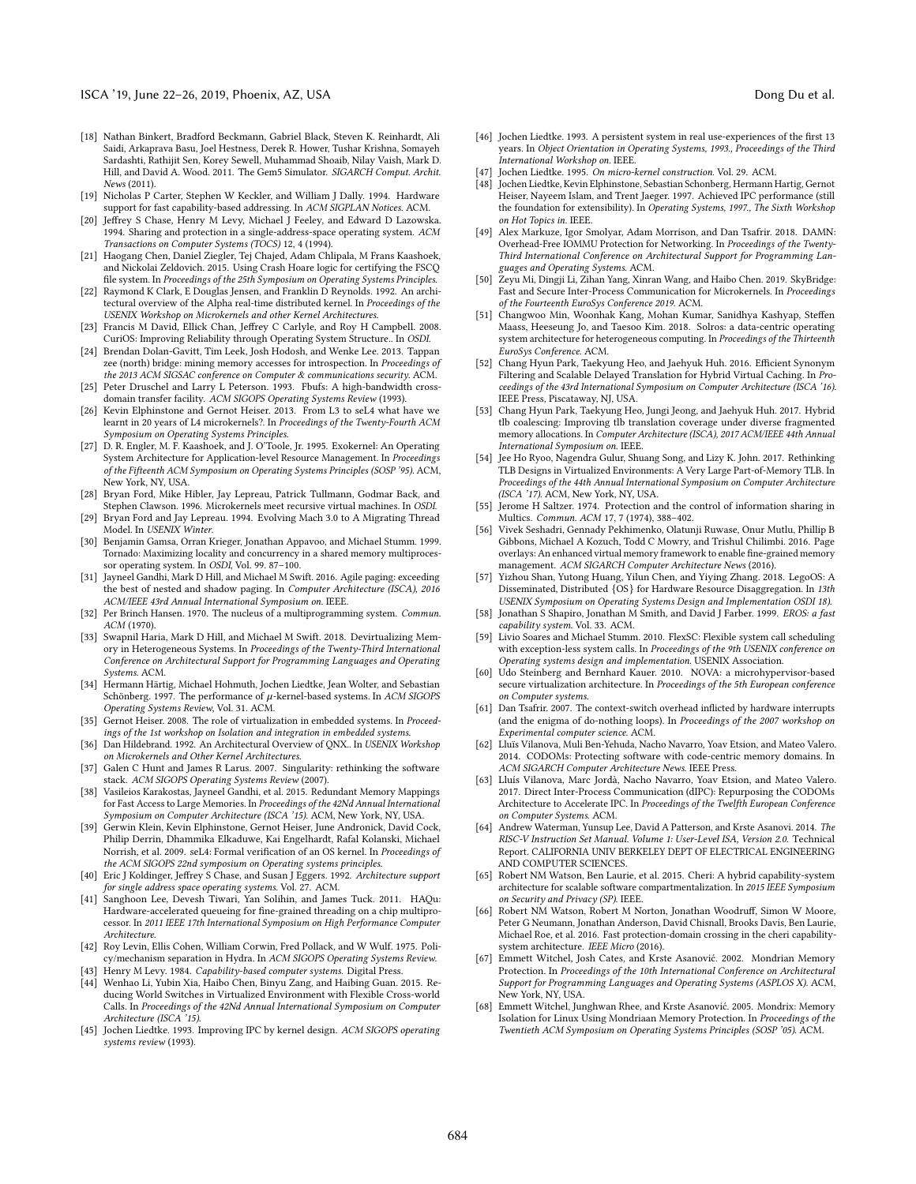[18] Nathan Binkert, Bradford Beckmann, Gabriel Black, Steven K. Reinhardt, Ali Saidi, Arkaprava Basu, Joel Hestness, Derek R. Hower, Tushar Krishna, Somayeh Sardashti, Rathijit Sen, Korey Sewell, Muhammad Shoaib, Nilay Vaish, Mark D. Hill, and David A. Wood. 2011. The Gem5 Simulator. *SIGARCH Comput. Archit. News* (2011).

[19] Nicholas P Carter, Stephen W Keckler, and William J Dally. 1994. Hardware support for fast capability-based addressing. In *ACM SIGPLAN Notices*. ACM.

[20] Jeffrey S Chase, Henry M Levy, Michael J Feeley, and Edward D Lazowska. 1994. Sharing and protection in a single-address-space operating system. *ACM Transactions on Computer Systems (TOCS)* 12, 4 (1994).

[21] Haogang Chen, Daniel Ziegler, Tej Chajed, Adam Chlipala, M Frans Kaashoek, and Nickolai Zeldovich. 2015. Using Crash Hoare logic for certifying the FSCQ file system. In *Proceedings of the 25th Symposium on Operating Systems Principles*.

[22] Raymond K Clark, E Douglas Jensen, and Franklin D Reynolds. 1992. An architectural overview of the Alpha real-time distributed kernel. In *Proceedings of the USENIX Workshop on Microkernels and other Kernel Architectures*.

[23] Francis M David, Ellick Chan, Jeffrey C Carlyle, and Roy H Campbell. 2008. CuriOS: Improving Reliability through Operating System Structure.. In *OSDI*.

[24] Brendan Dolan-Gavitt, Tim Leek, Josh Hodosh, and Wenke Lee. 2013. Tappan zee (north) bridge: mining memory accesses for introspection. In *Proceedings of the 2013 ACM SIGSAC conference on Computer & communications security*. ACM.

[25] Peter Druschel and Larry L Peterson. 1993. Fbufs: A high-bandwidth cross-domain transfer facility. *ACM SIGOPS Operating Systems Review* (1993).

[26] Kevin Elphinstone and Gernot Heiser. 2013. From L3 to seL4 what have we learnt in 20 years of L4 microkernels?. In *Proceedings of the Twenty-Fourth ACM Symposium on Operating Systems Principles*.

[27] D. R. Engler, M. F. Kaashoek, and J. O'Toole, Jr. 1995. Exokernel: An Operating System Architecture for Application-level Resource Management. In *Proceedings of the Fifteenth ACM Symposium on Operating Systems Principles (SOSP '95)*. ACM, New York, NY, USA.

[28] Bryan Ford, Mike Hibler, Jay Lepreau, Patrick Tullmann, Godmar Back, and Stephen Clawson. 1996. Microkernels meet recursive virtual machines. In *OSDI*.

[29] Bryan Ford and Jay Lepreau. 1994. Evolving Mach 3.0 to A Migrating Thread Model. In *USENIX Winter*.

[30] Benjamin Gamsa, Orran Krieger, Jonathan Appavoo, and Michael Stumm. 1999. Tornado: Maximizing locality and concurrency in a shared memory multiprocessor operating system. In *OSDI*, Vol. 99. 87–100.

[31] Jayneel Gandhi, Mark D Hill, and Michael M Swift. 2016. Agile paging: exceeding the best of nested and shadow paging. In *Computer Architecture (ISCA), 2016 ACM/IEEE 43rd Annual International Symposium on*. IEEE.

[32] Per Brinch Hansen. 1970. The nucleus of a multiprogramming system. *Commun. ACM* (1970).

[33] Swapnil Haria, Mark D Hill, and Michael M Swift. 2018. Devirtualizing Memory in Heterogeneous Systems. In *Proceedings of the Twenty-Third International Conference on Architectural Support for Programming Languages and Operating Systems*. ACM.

[34] Hermann Härtig, Michael Hohmuth, Jochen Liedtke, Jean Wolter, and Sebastian Schönberg. 1997. The performance of $\mu$-kernel-based systems. In *ACM SIGOPS Operating Systems Review*, Vol. 31. ACM.

[35] Gernot Heiser. 2008. The role of virtualization in embedded systems. In *Proceedings of the 1st workshop on Isolation and integration in embedded systems*.

[36] Dan Hildebrand. 1992. An Architectural Overview of QNX.. In *USENIX Workshop on Microkernels and Other Kernel Architectures*.

[37] Galen C Hunt and James R Larus. 2007. Singularity: rethinking the software stack. *ACM SIGOPS Operating Systems Review* (2007).

[38] Vasileios Karakostas, Jayneel Gandhi, et al. 2015. Redundant Memory Mappings for Fast Access to Large Memories. In *Proceedings of the 42Nd Annual International Symposium on Computer Architecture (ISCA '15)*. ACM, New York, NY, USA.

[39] Gerwin Klein, Kevin Elphinstone, Gernot Heiser, June Andronick, David Cock, Philip Derrin, Dhammika Elkaduwe, Kai Engelhardt, Rafal Kolanski, Michael Norrish, et al. 2009. seL4: Formal verification of an OS kernel. In *Proceedings of the ACM SIGOPS 22nd symposium on Operating systems principles*.

[40] Eric J Koldinger, Jeffrey S Chase, and Susan J Eggers. 1992. *Architecture support for single address space operating systems*. Vol. 27. ACM.

[41] Sanghoon Lee, Devesh Tiwari, Yan Solihin, and James Tuck. 2011. HAQu: Hardware-accelerated queueing for fine-grained threading on a chip multiprocessor. In *2011 IEEE 17th International Symposium on High Performance Computer Architecture*.

[42] Roy Levin, Ellis Cohen, William Corwin, Fred Pollack, and W Wulf. 1975. Policy/mechanism separation in Hydra. In *ACM SIGOPS Operating Systems Review*.

[43] Henry M Levy. 1984. *Capability-based computer systems*. Digital Press.

[44] Wenhao Li, Yubin Xia, Haibo Chen, Binyu Zang, and Haibing Guan. 2015. Reducing World Switches in Virtualized Environment with Flexible Cross-world Calls. In *Proceedings of the 42Nd Annual International Symposium on Computer Architecture (ISCA '15)*.

[45] Jochen Liedtke. 1993. Improving IPC by kernel design. *ACM SIGOPS operating systems review* (1993).

[46] Jochen Liedtke. 1993. A persistent system in real use-experiences of the first 13 years. In *Object Orientation in Operating Systems, 1993., Proceedings of the Third International Workshop on*. IEEE.

[47] Jochen Liedtke. 1995. *On micro-kernel construction*. Vol. 29. ACM.

[48] Jochen Liedtke, Kevin Elphinstone, Sebastian Schonberg, Hermann Hartig, Gernot Heiser, Nayeem Islam, and Trent Jaeger. 1997. Achieved IPC performance (still the foundation for extensibility). In *Operating Systems, 1997., The Sixth Workshop on Hot Topics in*. IEEE.

[49] Alex Markuze, Igor Smolyar, Adam Morrison, and Dan Tsafrir. 2018. DAMN: Overhead-Free IOMMU Protection for Networking. In *Proceedings of the Twenty-Third International Conference on Architectural Support for Programming Languages and Operating Systems*. ACM.

[50] Zeyu Mi, Dingji Li, Zihan Yang, Xinran Wang, and Haibo Chen. 2019. SkyBridge: Fast and Secure Inter-Process Communication for Microkernels. In *Proceedings of the Fourteenth EuroSys Conference 2019*. ACM.

[51] Changwoo Min, Woonhak Kang, Mohan Kumar, Sanidhya Kashyap, Steffen Maass, Heeseung Jo, and Taesoo Kim. 2018. Solros: a data-centric operating system architecture for heterogeneous computing. In *Proceedings of the Thirteenth EuroSys Conference*. ACM.

[52] Chang Hyun Park, Taekyung Heo, and Jaehyuk Huh. 2016. Efficient Synonym Filtering and Scalable Delayed Translation for Hybrid Virtual Caching. In *Proceedings of the 43rd International Symposium on Computer Architecture (ISCA '16)*. IEEE Press, Piscataway, NJ, USA.

[53] Chang Hyun Park, Taekyung Heo, Jungi Jeong, and Jaehyuk Huh. 2017. Hybrid tlb coalescing: Improving tlb translation coverage under diverse fragmented memory allocations. In *Computer Architecture (ISCA), 2017 ACM/IEEE 44th Annual International Symposium on*. IEEE.

[54] Jee Ho Ryoo, Nagendra Gulur, Shuang Song, and Lizy K. John. 2017. Rethinking TLB Designs in Virtualized Environments: A Very Large Part-of-Memory TLB. In *Proceedings of the 44th Annual International Symposium on Computer Architecture (ISCA '17)*. ACM, New York, NY, USA.

[55] Jerome H Saltzer. 1974. Protection and the control of information sharing in Multics. *Commun. ACM* 17, 7 (1974), 388–402.

[56] Vivek Seshadri, Gennady Pekhimenko, Olatunji Ruwase, Onur Mutlu, Phillip B Gibbons, Michael A Kozuch, Todd C Mowry, and Trishul Chilimbi. 2016. Page overlays: An enhanced virtual memory framework to enable fine-grained memory management. *ACM SIGARCH Computer Architecture News* (2016).

[57] Yizhou Shan, Yutong Huang, Yilun Chen, and Yiying Zhang. 2018. LegoOS: A Disseminated, Distributed {OS} for Hardware Resource Disaggregation. In *13th USENIX Symposium on Operating Systems Design and Implementation OSDI 18)*.

[58] Jonathan S Shapiro, Jonathan M Smith, and David J Farber. 1999. *EROS: a fast capability system*. Vol. 33. ACM.

[59] Livio Soares and Michael Stumm. 2010. FlexSC: Flexible system call scheduling with exception-less system calls. In *Proceedings of the 9th USENIX conference on Operating systems design and implementation*. USENIX Association.

[60] Udo Steinberg and Bernhard Kauer. 2010. NOVA: a microhypervisor-based secure virtualization architecture. In *Proceedings of the 5th European conference on Computer systems*.

[61] Dan Tsafrir. 2007. The context-switch overhead inflicted by hardware interrupts (and the enigma of do-nothing loops). In *Proceedings of the 2007 workshop on Experimental computer science*. ACM.

[62] Lluïs Vilanova, Muli Ben-Yehuda, Nacho Navarro, Yoav Etsion, and Mateo Valero. 2014. CODOMs: Protecting software with code-centric memory domains. In *ACM SIGARCH Computer Architecture News*. IEEE Press.

[63] Lluís Vilanova, Marc Jordà, Nacho Navarro, Yoav Etsion, and Mateo Valero. 2017. Direct Inter-Process Communication (dIPC): Repurposing the CODOMs Architecture to Accelerate IPC. In *Proceedings of the Twelfth European Conference on Computer Systems*. ACM.

[64] Andrew Waterman, Yunsup Lee, David A Patterson, and Krste Asanovi. 2014. *The RISC-V Instruction Set Manual. Volume 1: User-Level ISA, Version 2.0.* Technical Report. CALIFORNIA UNIV BERKELEY DEPT OF ELECTRICAL ENGINEERING AND COMPUTER SCIENCES.

[65] Robert NM Watson, Ben Laurie, et al. 2015. Cheri: A hybrid capability-system architecture for scalable software compartmentalization. In *2015 IEEE Symposium on Security and Privacy (SP)*. IEEE.

[66] Robert NM Watson, Robert M Norton, Jonathan Woodruff, Simon W Moore, Peter G Neumann, Jonathan Anderson, David Chisnall, Brooks Davis, Ben Laurie, Michael Roe, et al. 2016. Fast protection-domain crossing in the cheri capability-system architecture. *IEEE Micro* (2016).

[67] Emmett Witchel, Josh Cates, and Krste Asanović. 2002. Mondrian Memory Protection. In *Proceedings of the 10th International Conference on Architectural Support for Programming Languages and Operating Systems (ASPLOS X)*. ACM, New York, NY, USA.

[68] Emmett Witchel, Junghwan Rhee, and Krste Asanović. 2005. Mondrix: Memory Isolation for Linux Using Mondriaan Memory Protection. In *Proceedings of the Twentieth ACM Symposium on Operating Systems Principles (SOSP '05)*. ACM.